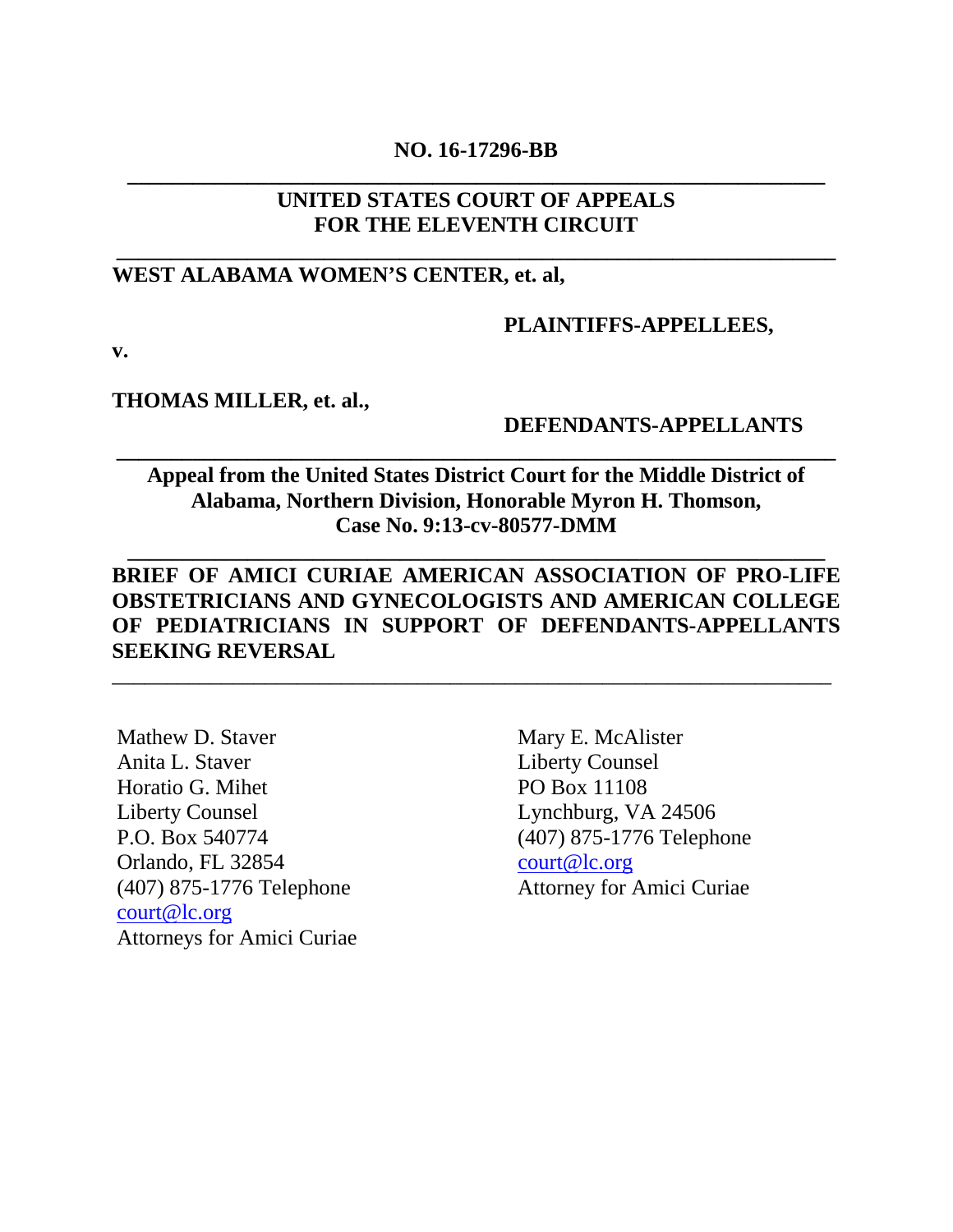**NO. 16-17296-BB**

---

**UNITED STATES COURT OF APPEALS**
**FOR THE ELEVENTH CIRCUIT**

---

**WEST ALABAMA WOMEN'S CENTER, et. al,**

**PLAINTIFFS-APPELLEES,**

**v.**

**THOMAS MILLER, et. al.,**

**DEFENDANTS-APPELLANTS**

---

**Appeal from the United States District Court for the Middle District of Alabama, Northern Division, Honorable Myron H. Thomson, Case No. 9:13-cv-80577-DMM**

---

**BRIEF OF AMICI CURIAE AMERICAN ASSOCIATION OF PRO-LIFE OBSTETRICIANS AND GYNECOLOGISTS AND AMERICAN COLLEGE OF PEDIATRICIANS IN SUPPORT OF DEFENDANTS-APPELLANTS SEEKING REVERSAL**

---

Mathew D. Staver
Anita L. Staver
Horatio G. Mihet
Liberty Counsel
P.O. Box 540774
Orlando, FL 32854
(407) 875-1776 Telephone
court@lc.org
Attorneys for Amici Curiae

Mary E. McAlister
Liberty Counsel
PO Box 11108
Lynchburg, VA 24506
(407) 875-1776 Telephone
court@lc.org
Attorney for Amici Curiae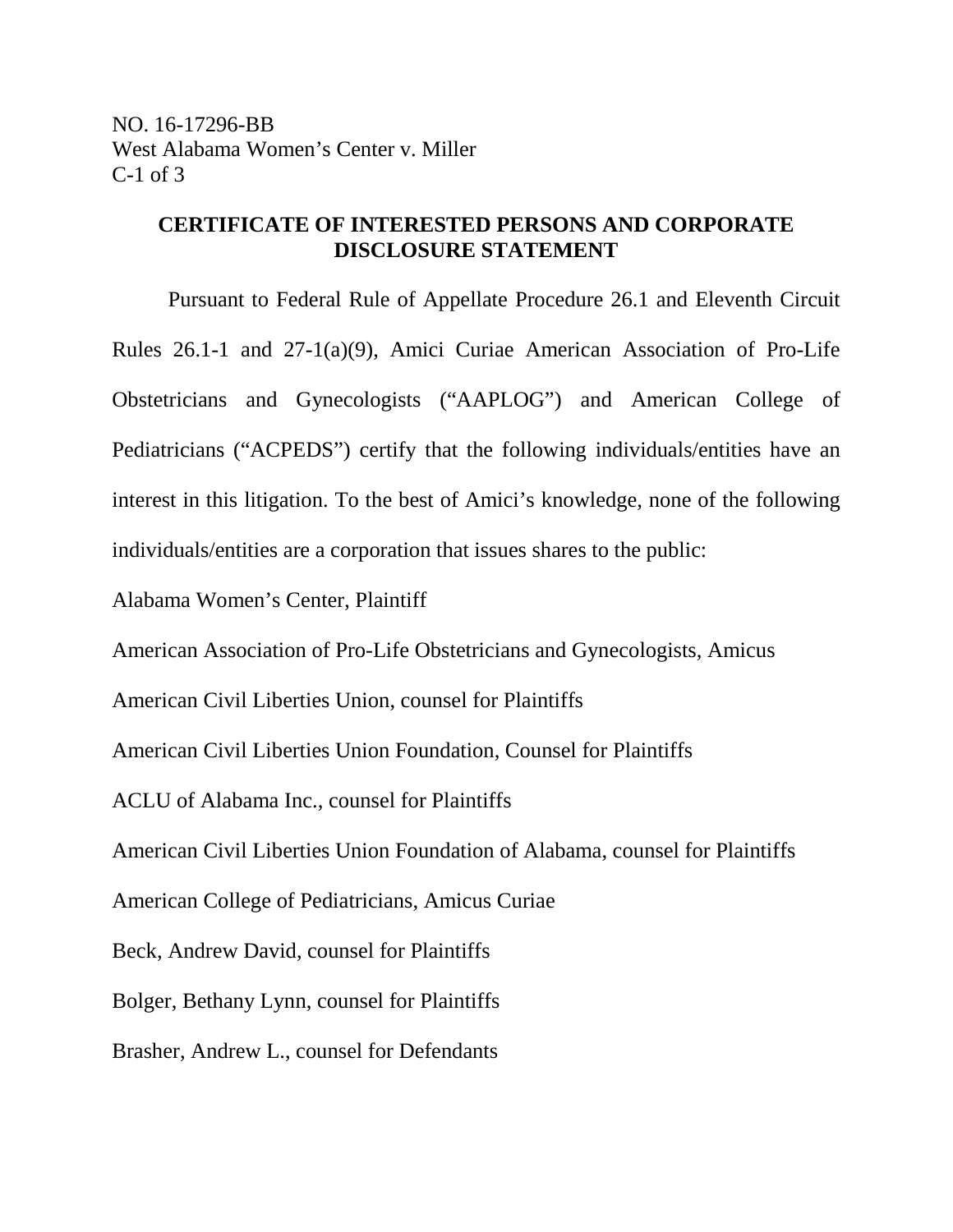NO. 16-17296-BB
West Alabama Women's Center v. Miller

## CERTIFICATE OF INTERESTED PERSONS AND CORPORATE DISCLOSURE STATEMENT

Pursuant to Federal Rule of Appellate Procedure 26.1 and Eleventh Circuit Rules 26.1-1 and 27-1(a)(9), Amici Curiae American Association of Pro-Life Obstetricians and Gynecologists ("AAPLOG") and American College of Pediatricians ("ACPEDS") certify that the following individuals/entities have an interest in this litigation. To the best of Amici's knowledge, none of the following individuals/entities are a corporation that issues shares to the public:

Alabama Women's Center, Plaintiff

American Association of Pro-Life Obstetricians and Gynecologists, Amicus

American Civil Liberties Union, counsel for Plaintiffs

American Civil Liberties Union Foundation, Counsel for Plaintiffs

ACLU of Alabama Inc., counsel for Plaintiffs

American Civil Liberties Union Foundation of Alabama, counsel for Plaintiffs

American College of Pediatricians, Amicus Curiae

Beck, Andrew David, counsel for Plaintiffs

Bolger, Bethany Lynn, counsel for Plaintiffs

Brasher, Andrew L., counsel for Defendants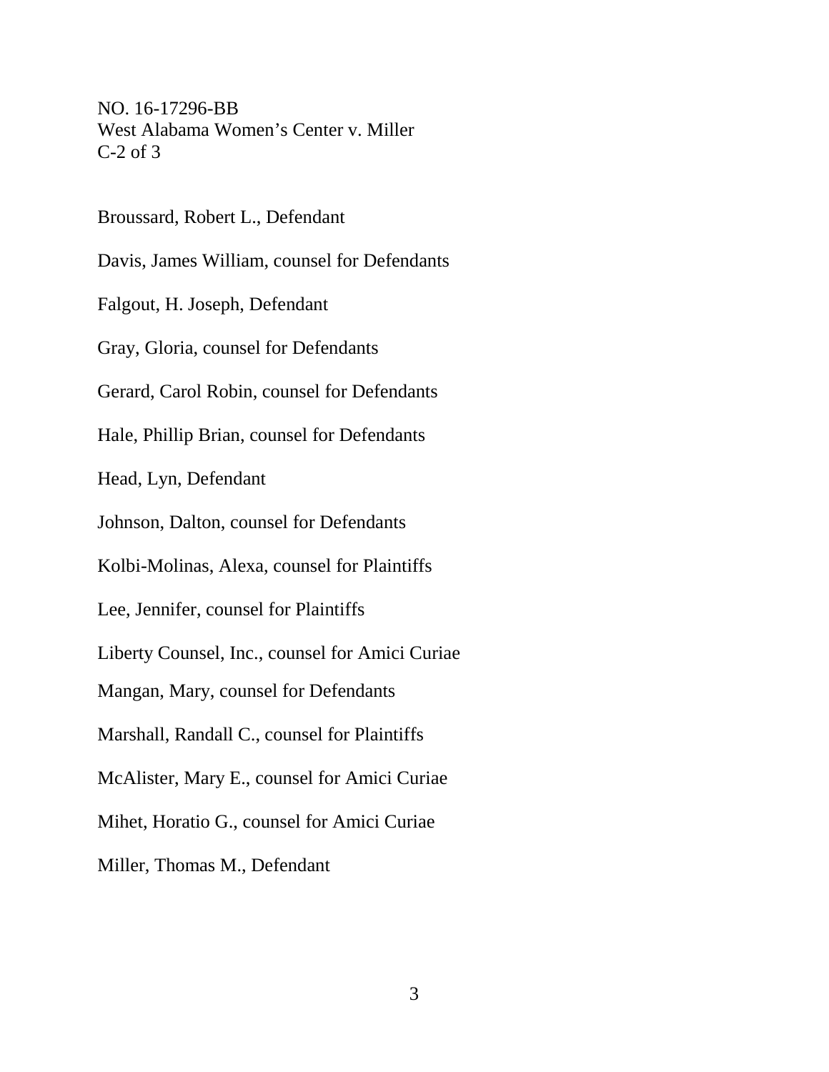NO. 16-17296-BB
West Alabama Women's Center v. Miller
C-2 of 3

Broussard, Robert L., Defendant

Davis, James William, counsel for Defendants

Falgout, H. Joseph, Defendant

Gray, Gloria, counsel for Defendants

Gerard, Carol Robin, counsel for Defendants

Hale, Phillip Brian, counsel for Defendants

Head, Lyn, Defendant

Johnson, Dalton, counsel for Defendants

Kolbi-Molinas, Alexa, counsel for Plaintiffs

Lee, Jennifer, counsel for Plaintiffs

Liberty Counsel, Inc., counsel for Amici Curiae

Mangan, Mary, counsel for Defendants

Marshall, Randall C., counsel for Plaintiffs

McAlister, Mary E., counsel for Amici Curiae

Mihet, Horatio G., counsel for Amici Curiae

Miller, Thomas M., Defendant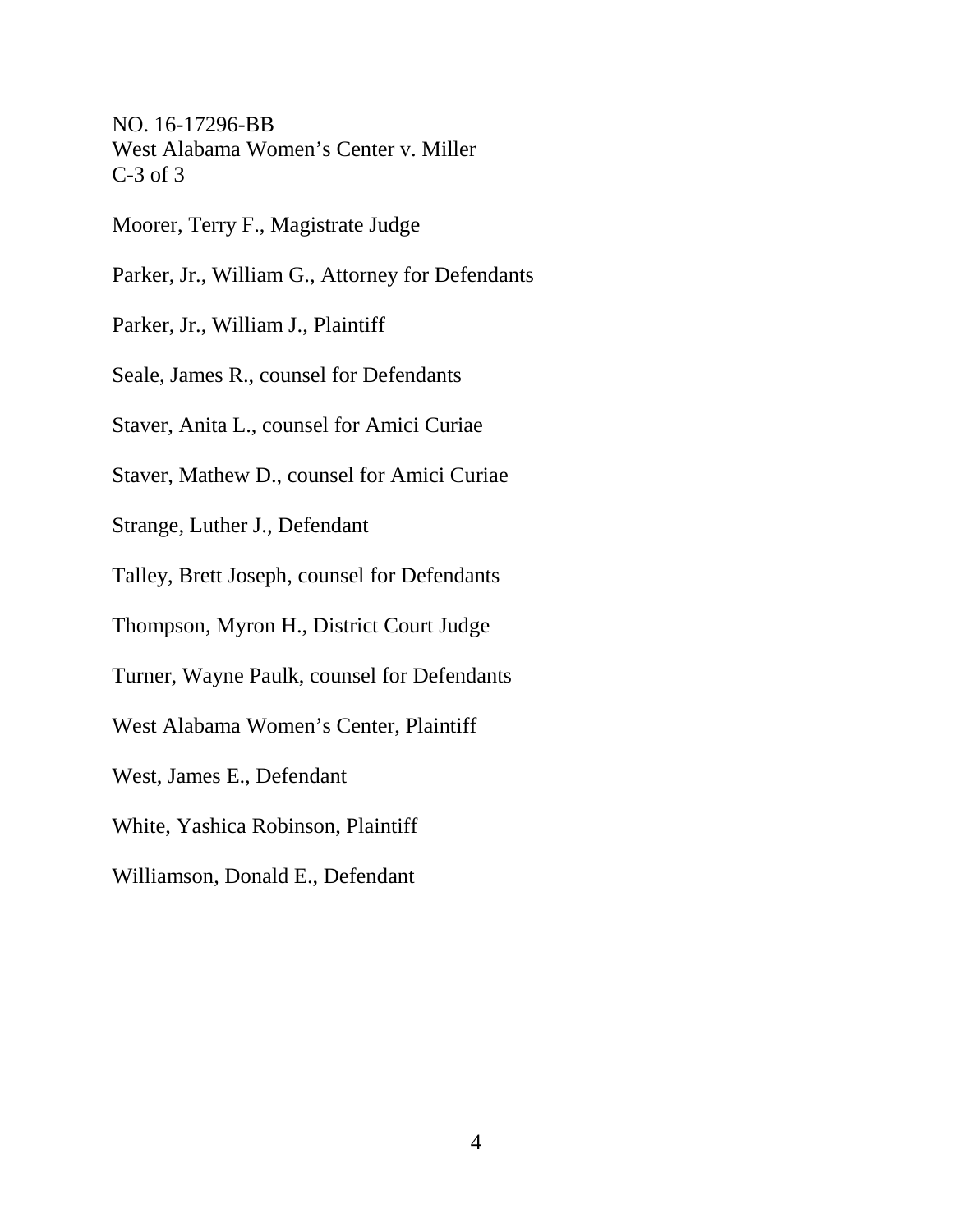NO. 16-17296-BB
West Alabama Women's Center v. Miller
C-3 of 3

Moorer, Terry F., Magistrate Judge

Parker, Jr., William G., Attorney for Defendants

Parker, Jr., William J., Plaintiff

Seale, James R., counsel for Defendants

Staver, Anita L., counsel for Amici Curiae

Staver, Mathew D., counsel for Amici Curiae

Strange, Luther J., Defendant

Talley, Brett Joseph, counsel for Defendants

Thompson, Myron H., District Court Judge

Turner, Wayne Paulk, counsel for Defendants

West Alabama Women's Center, Plaintiff

West, James E., Defendant

White, Yashica Robinson, Plaintiff

Williamson, Donald E., Defendant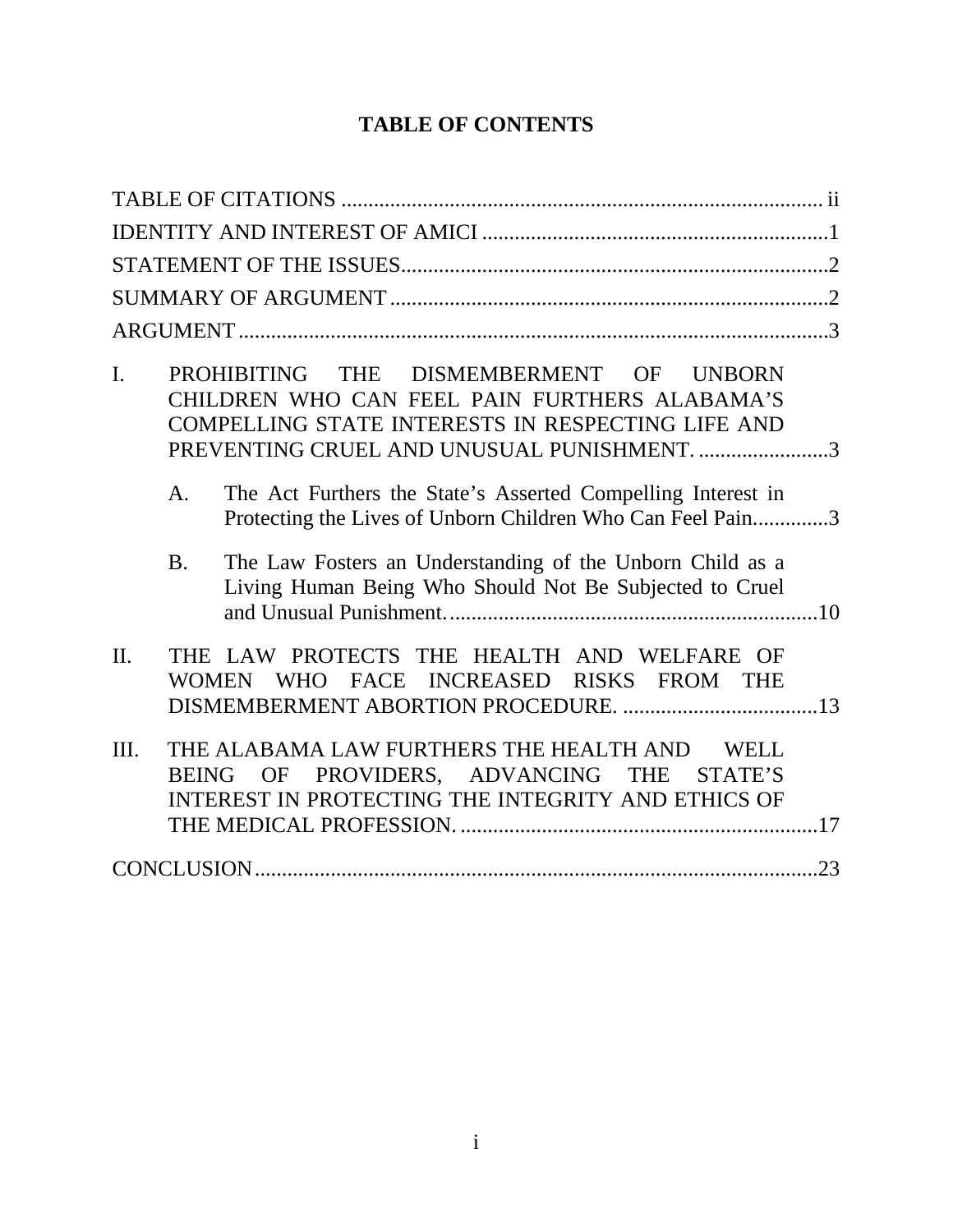# TABLE OF CONTENTS

TABLE OF CITATIONS ........................................................................................ ii

IDENTITY AND INTEREST OF AMICI ................................................................1

STATEMENT OF THE ISSUES..............................................................................2

SUMMARY OF ARGUMENT ................................................................................2

ARGUMENT ............................................................................................................3

I. PROHIBITING THE DISMEMBERMENT OF UNBORN CHILDREN WHO CAN FEEL PAIN FURTHERS ALABAMA'S COMPELLING STATE INTERESTS IN RESPECTING LIFE AND PREVENTING CRUEL AND UNUSUAL PUNISHMENT. ........................3

   A. The Act Furthers the State's Asserted Compelling Interest in Protecting the Lives of Unborn Children Who Can Feel Pain..............3

   B. The Law Fosters an Understanding of the Unborn Child as a Living Human Being Who Should Not Be Subjected to Cruel and Unusual Punishment. ....................................................................10

II. THE LAW PROTECTS THE HEALTH AND WELFARE OF WOMEN WHO FACE INCREASED RISKS FROM THE DISMEMBERMENT ABORTION PROCEDURE. ....................................13

III. THE ALABAMA LAW FURTHERS THE HEALTH AND WELL BEING OF PROVIDERS, ADVANCING THE STATE'S INTEREST IN PROTECTING THE INTEGRITY AND ETHICS OF THE MEDICAL PROFESSION. ..................................................................17

CONCLUSION ........................................................................................................23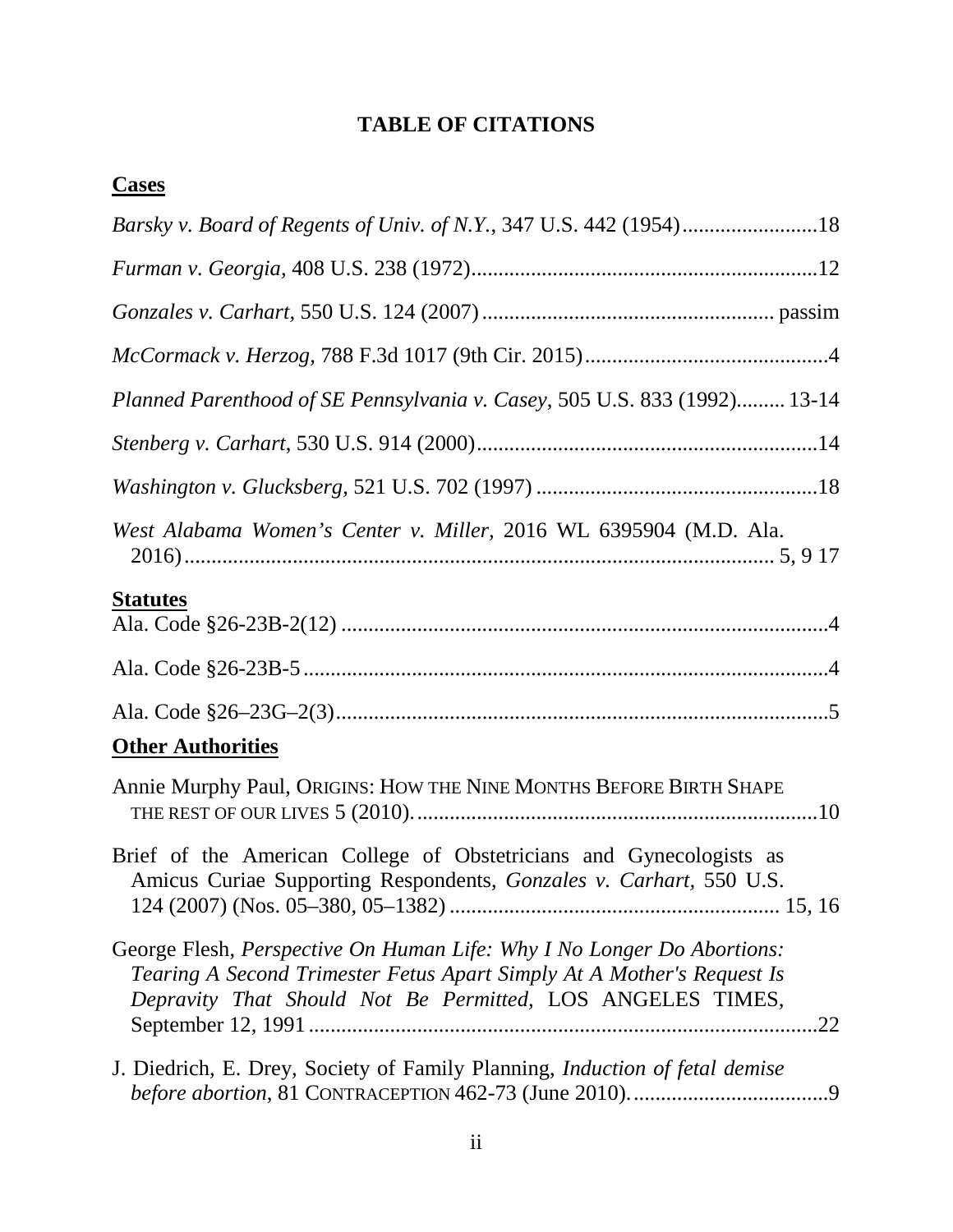# TABLE OF CITATIONS

## Cases

*Barsky v. Board of Regents of Univ. of N.Y.*, 347 U.S. 442 (1954)........................18

*Furman v. Georgia*, 408 U.S. 238 (1972)................................................................12

*Gonzales v. Carhart*, 550 U.S. 124 (2007)..................................................... passim

*McCormack v. Herzog*, 788 F.3d 1017 (9th Cir. 2015).............................................4

*Planned Parenthood of SE Pennsylvania v. Casey*, 505 U.S. 833 (1992)......... 13-14

*Stenberg v. Carhart*, 530 U.S. 914 (2000)...............................................................14

*Washington v. Glucksberg*, 521 U.S. 702 (1997) ....................................................18

*West Alabama Women's Center v. Miller*, 2016 WL 6395904 (M.D. Ala. 2016)............................................................................................................ 5, 9 17

## Statutes

Ala. Code §26-23B-2(12) .........................................................................................4

Ala. Code §26-23B-5................................................................................................4

Ala. Code §26–23G–2(3)..........................................................................................5

## Other Authorities

Annie Murphy Paul, ORIGINS: HOW THE NINE MONTHS BEFORE BIRTH SHAPE THE REST OF OUR LIVES 5 (2010)..........................................................................10

Brief of the American College of Obstetricians and Gynecologists as Amicus Curiae Supporting Respondents, *Gonzales v. Carhart*, 550 U.S. 124 (2007) (Nos. 05–380, 05–1382) ........................................................... 15, 16

George Flesh, *Perspective On Human Life: Why I No Longer Do Abortions: Tearing A Second Trimester Fetus Apart Simply At A Mother's Request Is Depravity That Should Not Be Permitted*, LOS ANGELES TIMES, September 12, 1991 ............................................................................................22

J. Diedrich, E. Drey, Society of Family Planning, *Induction of fetal demise before abortion*, 81 CONTRACEPTION 462-73 (June 2010)....................................9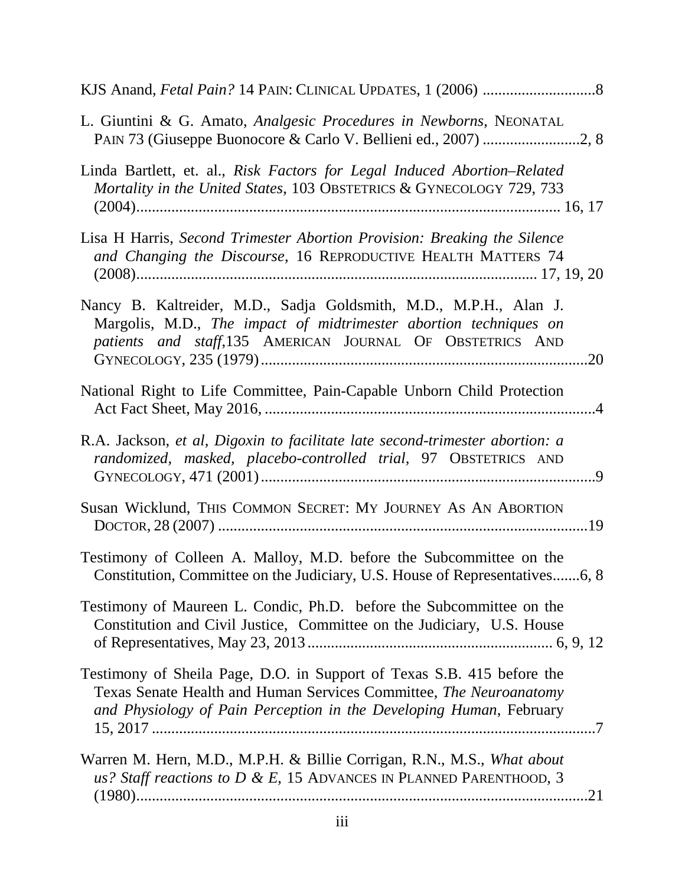KJS Anand, *Fetal Pain?* 14 PAIN: CLINICAL UPDATES, 1 (2006) ............................8

L. Giuntini & G. Amato, *Analgesic Procedures in Newborns*, NEONATAL PAIN 73 (Giuseppe Buonocore & Carlo V. Bellieni ed., 2007) .........................2, 8

Linda Bartlett, et. al., *Risk Factors for Legal Induced Abortion–Related Mortality in the United States*, 103 OBSTETRICS & GYNECOLOGY 729, 733 (2004)........................................................................................................ 16, 17

Lisa H Harris, *Second Trimester Abortion Provision: Breaking the Silence and Changing the Discourse*, 16 REPRODUCTIVE HEALTH MATTERS 74 (2008).................................................................................................. 17, 19, 20

Nancy B. Kaltreider, M.D., Sadja Goldsmith, M.D., M.P.H., Alan J. Margolis, M.D., *The impact of midtrimester abortion techniques on patients and staff*,135 AMERICAN JOURNAL OF OBSTETRICS AND GYNECOLOGY, 235 (1979)....................................................................................20

National Right to Life Committee, Pain-Capable Unborn Child Protection Act Fact Sheet, May 2016, ....................................................................................4

R.A. Jackson, *et al*, *Digoxin to facilitate late second-trimester abortion: a randomized, masked, placebo-controlled trial*, 97 OBSTETRICS AND GYNECOLOGY, 471 (2001).....................................................................................9

Susan Wicklund, THIS COMMON SECRET: MY JOURNEY AS AN ABORTION DOCTOR, 28 (2007) ..............................................................................................19

Testimony of Colleen A. Malloy, M.D. before the Subcommittee on the Constitution, Committee on the Judiciary, U.S. House of Representatives.......6, 8

Testimony of Maureen L. Condic, Ph.D. before the Subcommittee on the Constitution and Civil Justice, Committee on the Judiciary, U.S. House of Representatives, May 23, 2013 ............................................................. 6, 9, 12

Testimony of Sheila Page, D.O. in Support of Texas S.B. 415 before the Texas Senate Health and Human Services Committee, *The Neuroanatomy and Physiology of Pain Perception in the Developing Human*, February 15, 2017 ..................................................................................................................7

Warren M. Hern, M.D., M.P.H. & Billie Corrigan, R.N., M.S., *What about us? Staff reactions to D & E,* 15 ADVANCES IN PLANNED PARENTHOOD, 3 (1980)...................................................................................................................21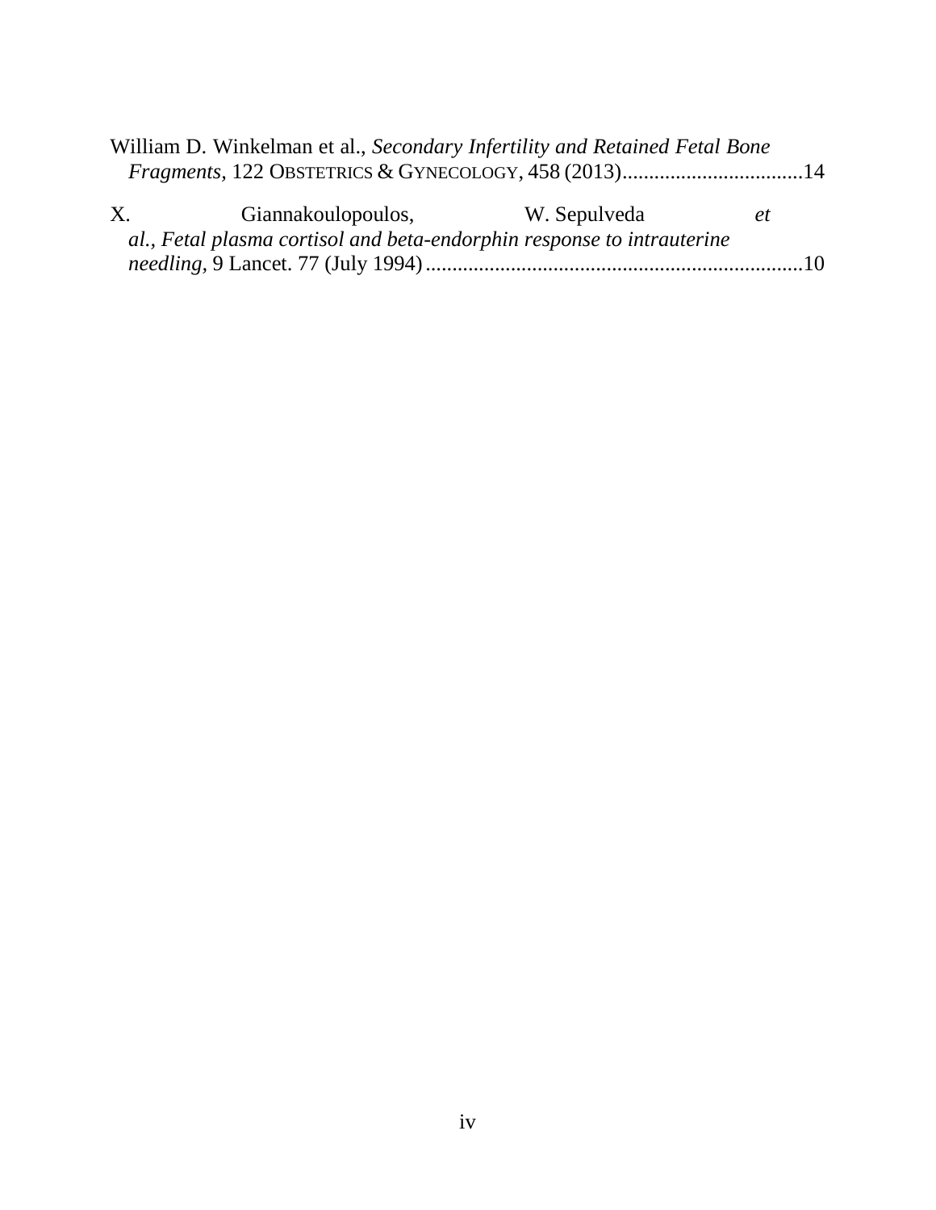William D. Winkelman et al., *Secondary Infertility and Retained Fetal Bone Fragments*, 122 OBSTETRICS & GYNECOLOGY, 458 (2013)..................................14

X. Giannakoulopoulos, W. Sepulveda *et al.*, *Fetal plasma cortisol and beta-endorphin response to intrauterine needling*, 9 Lancet. 77 (July 1994).......................................................................10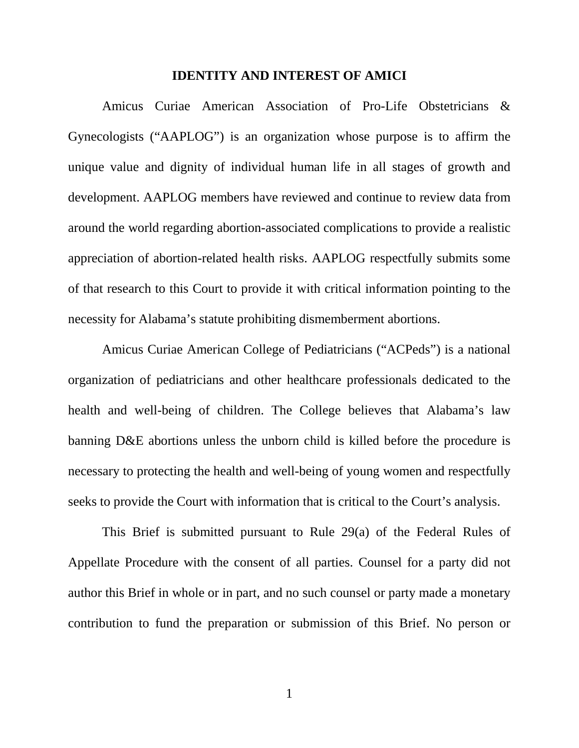## IDENTITY AND INTEREST OF AMICI

Amicus Curiae American Association of Pro-Life Obstetricians & Gynecologists ("AAPLOG") is an organization whose purpose is to affirm the unique value and dignity of individual human life in all stages of growth and development. AAPLOG members have reviewed and continue to review data from around the world regarding abortion-associated complications to provide a realistic appreciation of abortion-related health risks. AAPLOG respectfully submits some of that research to this Court to provide it with critical information pointing to the necessity for Alabama's statute prohibiting dismemberment abortions.

Amicus Curiae American College of Pediatricians ("ACPeds") is a national organization of pediatricians and other healthcare professionals dedicated to the health and well-being of children. The College believes that Alabama's law banning D&E abortions unless the unborn child is killed before the procedure is necessary to protecting the health and well-being of young women and respectfully seeks to provide the Court with information that is critical to the Court's analysis.

This Brief is submitted pursuant to Rule 29(a) of the Federal Rules of Appellate Procedure with the consent of all parties. Counsel for a party did not author this Brief in whole or in part, and no such counsel or party made a monetary contribution to fund the preparation or submission of this Brief. No person or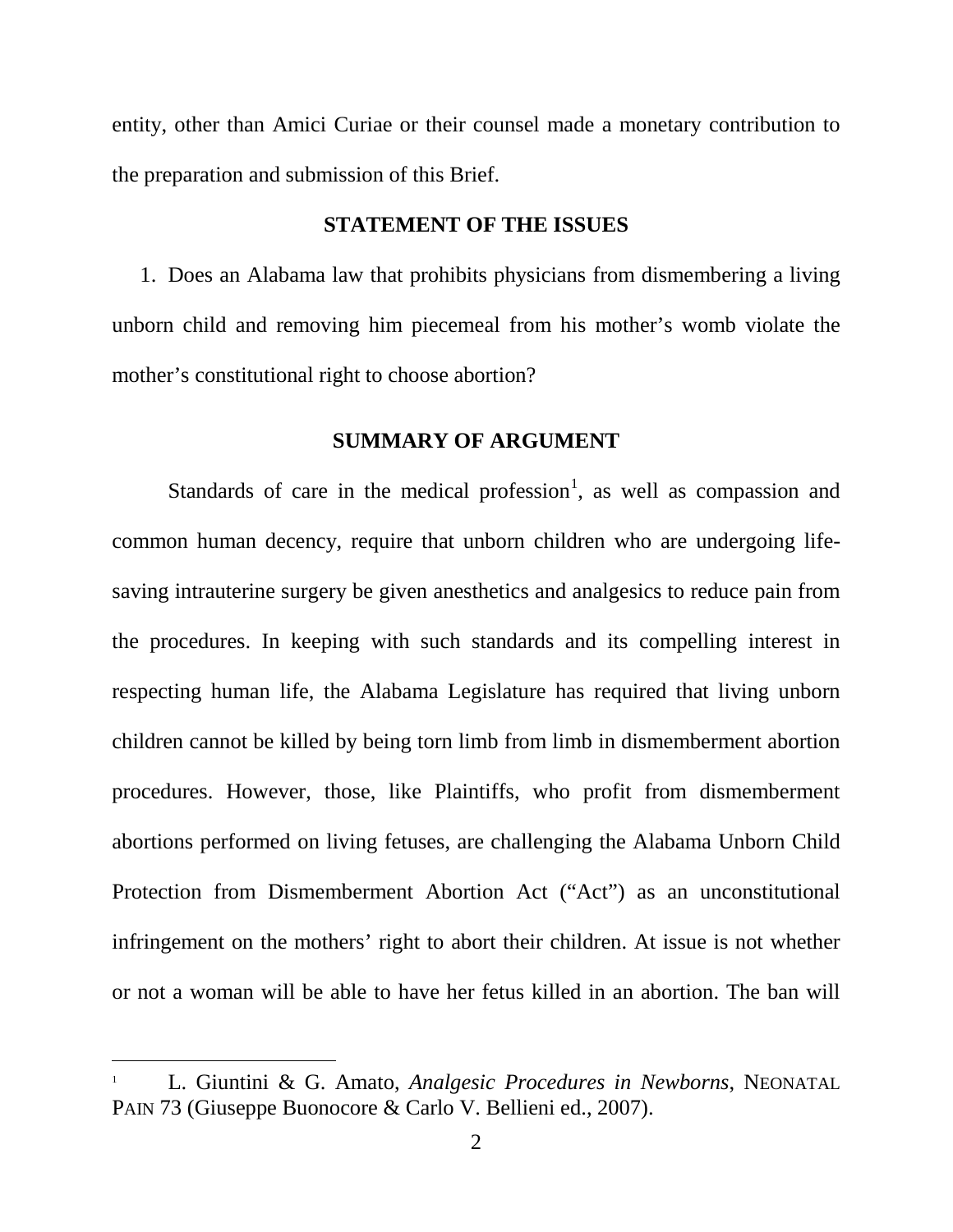entity, other than Amici Curiae or their counsel made a monetary contribution to the preparation and submission of this Brief.

## STATEMENT OF THE ISSUES

1. Does an Alabama law that prohibits physicians from dismembering a living unborn child and removing him piecemeal from his mother's womb violate the mother's constitutional right to choose abortion?

## SUMMARY OF ARGUMENT

Standards of care in the medical profession[1], as well as compassion and common human decency, require that unborn children who are undergoing life-saving intrauterine surgery be given anesthetics and analgesics to reduce pain from the procedures. In keeping with such standards and its compelling interest in respecting human life, the Alabama Legislature has required that living unborn children cannot be killed by being torn limb from limb in dismemberment abortion procedures. However, those, like Plaintiffs, who profit from dismemberment abortions performed on living fetuses, are challenging the Alabama Unborn Child Protection from Dismemberment Abortion Act ("Act") as an unconstitutional infringement on the mothers' right to abort their children. At issue is not whether or not a woman will be able to have her fetus killed in an abortion. The ban will

---

[1] L. Giuntini & G. Amato, *Analgesic Procedures in Newborns*, NEONATAL PAIN 73 (Giuseppe Buonocore & Carlo V. Bellieni ed., 2007).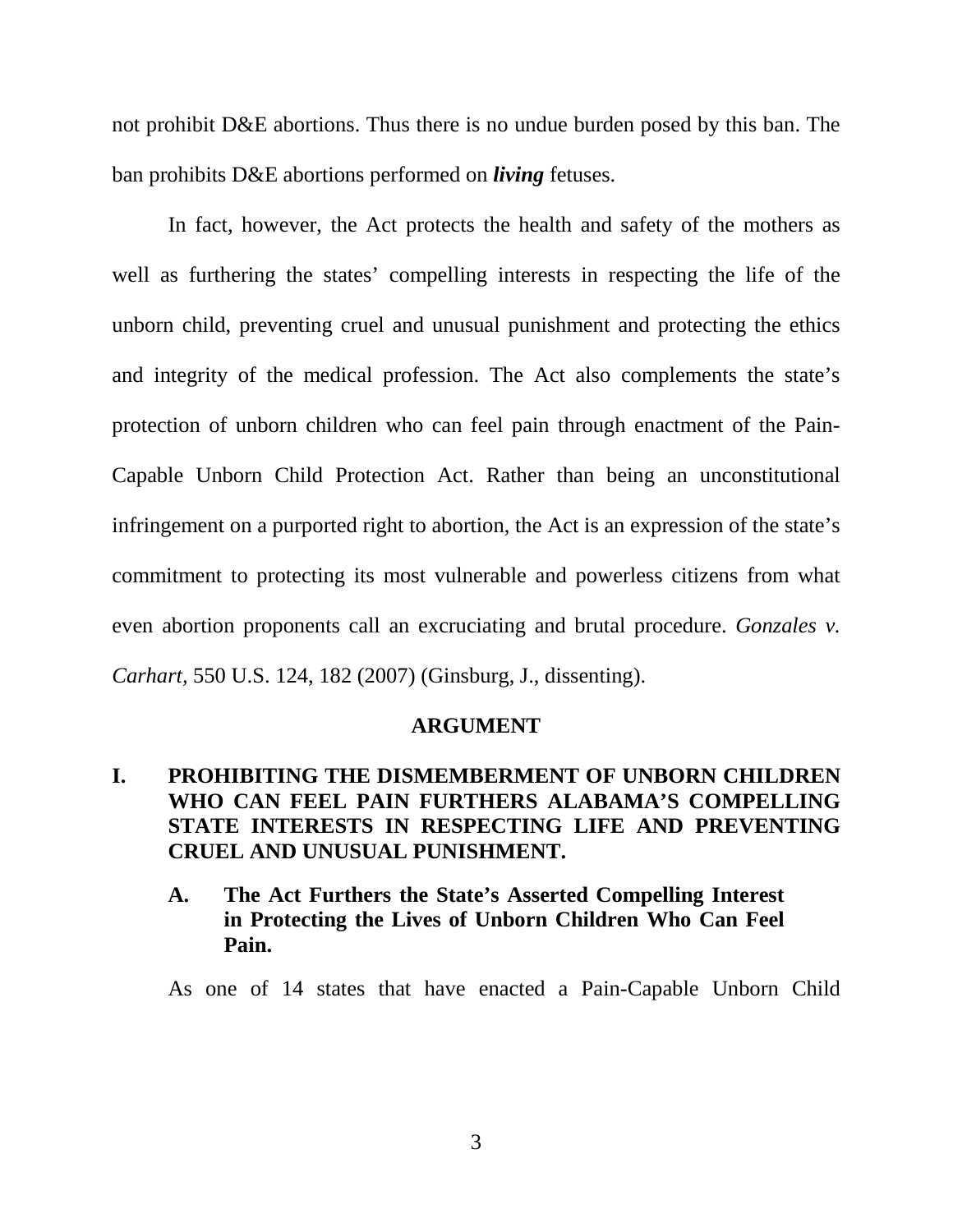not prohibit D&E abortions. Thus there is no undue burden posed by this ban. The ban prohibits D&E abortions performed on ***living*** fetuses.

In fact, however, the Act protects the health and safety of the mothers as well as furthering the states' compelling interests in respecting the life of the unborn child, preventing cruel and unusual punishment and protecting the ethics and integrity of the medical profession. The Act also complements the state's protection of unborn children who can feel pain through enactment of the Pain-Capable Unborn Child Protection Act. Rather than being an unconstitutional infringement on a purported right to abortion, the Act is an expression of the state's commitment to protecting its most vulnerable and powerless citizens from what even abortion proponents call an excruciating and brutal procedure. *Gonzales v. Carhart*, 550 U.S. 124, 182 (2007) (Ginsburg, J., dissenting).

## ARGUMENT

### I. PROHIBITING THE DISMEMBERMENT OF UNBORN CHILDREN WHO CAN FEEL PAIN FURTHERS ALABAMA'S COMPELLING STATE INTERESTS IN RESPECTING LIFE AND PREVENTING CRUEL AND UNUSUAL PUNISHMENT.

#### A. The Act Furthers the State's Asserted Compelling Interest in Protecting the Lives of Unborn Children Who Can Feel Pain.

As one of 14 states that have enacted a Pain-Capable Unborn Child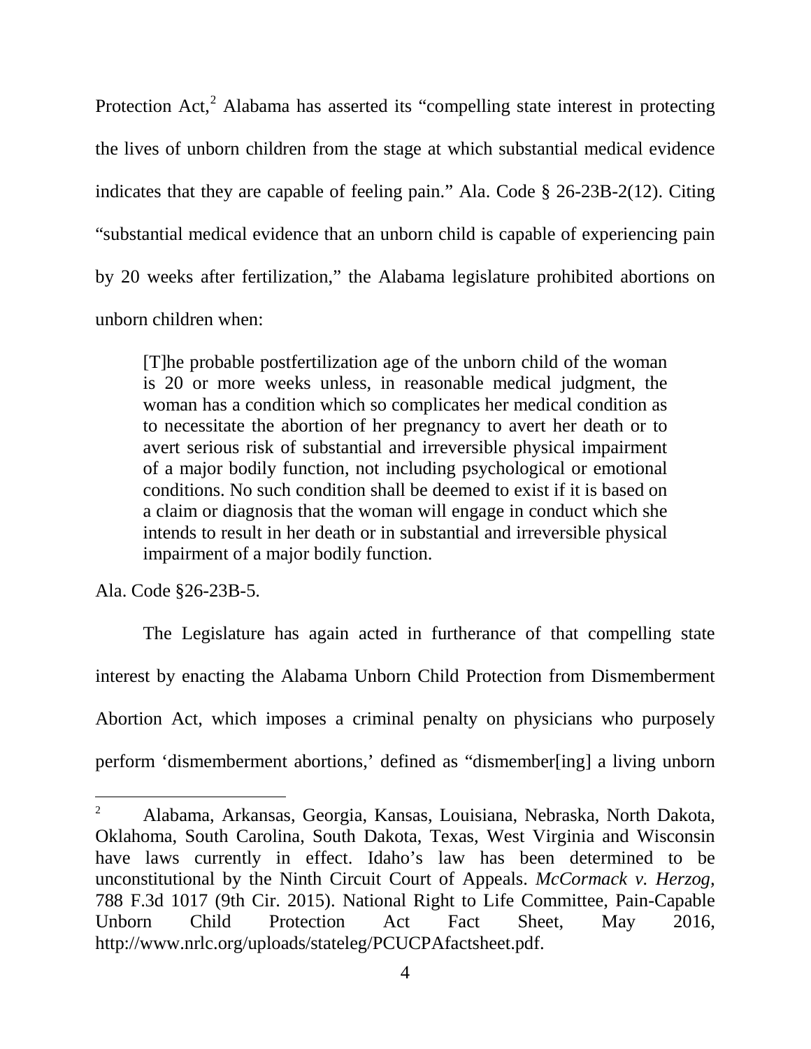Protection Act,[2] Alabama has asserted its "compelling state interest in protecting the lives of unborn children from the stage at which substantial medical evidence indicates that they are capable of feeling pain." Ala. Code § 26-23B-2(12). Citing "substantial medical evidence that an unborn child is capable of experiencing pain by 20 weeks after fertilization," the Alabama legislature prohibited abortions on unborn children when:

> [T]he probable postfertilization age of the unborn child of the woman is 20 or more weeks unless, in reasonable medical judgment, the woman has a condition which so complicates her medical condition as to necessitate the abortion of her pregnancy to avert her death or to avert serious risk of substantial and irreversible physical impairment of a major bodily function, not including psychological or emotional conditions. No such condition shall be deemed to exist if it is based on a claim or diagnosis that the woman will engage in conduct which she intends to result in her death or in substantial and irreversible physical impairment of a major bodily function.

Ala. Code §26-23B-5.

The Legislature has again acted in furtherance of that compelling state interest by enacting the Alabama Unborn Child Protection from Dismemberment Abortion Act, which imposes a criminal penalty on physicians who purposely perform 'dismemberment abortions,' defined as "dismember[ing] a living unborn

---

[2] Alabama, Arkansas, Georgia, Kansas, Louisiana, Nebraska, North Dakota, Oklahoma, South Carolina, South Dakota, Texas, West Virginia and Wisconsin have laws currently in effect. Idaho's law has been determined to be unconstitutional by the Ninth Circuit Court of Appeals. *McCormack v. Herzog*, 788 F.3d 1017 (9th Cir. 2015). National Right to Life Committee, Pain-Capable Unborn Child Protection Act Fact Sheet, May 2016, http://www.nrlc.org/uploads/stateleg/PCUCPAfactsheet.pdf.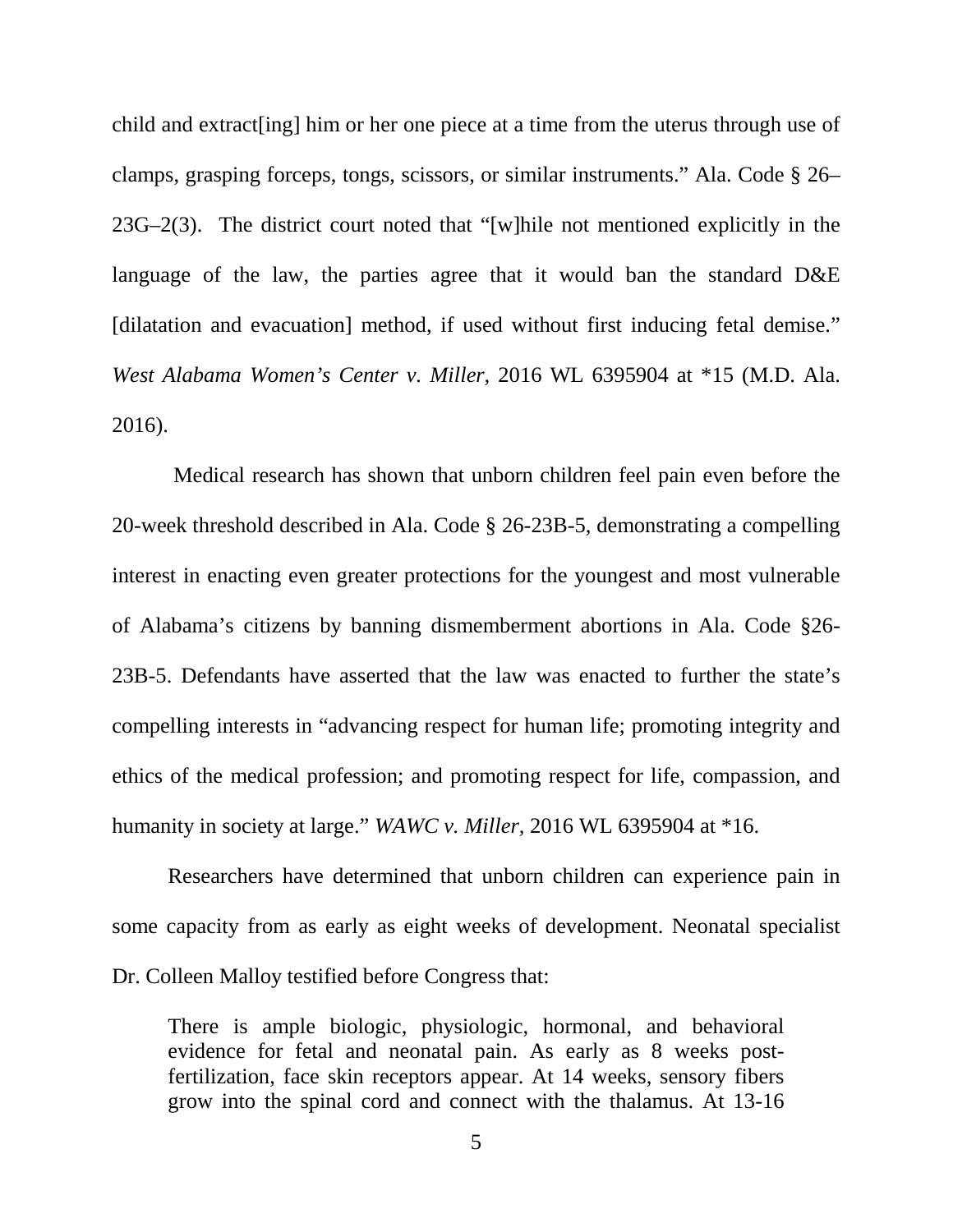child and extract[ing] him or her one piece at a time from the uterus through use of clamps, grasping forceps, tongs, scissors, or similar instruments." Ala. Code § 26–23G–2(3). The district court noted that "[w]hile not mentioned explicitly in the language of the law, the parties agree that it would ban the standard D&E [dilatation and evacuation] method, if used without first inducing fetal demise." *West Alabama Women's Center v. Miller,* 2016 WL 6395904 at *15 (M.D. Ala. 2016).

Medical research has shown that unborn children feel pain even before the 20-week threshold described in Ala. Code § 26-23B-5, demonstrating a compelling interest in enacting even greater protections for the youngest and most vulnerable of Alabama's citizens by banning dismemberment abortions in Ala. Code §26-23B-5. Defendants have asserted that the law was enacted to further the state's compelling interests in "advancing respect for human life; promoting integrity and ethics of the medical profession; and promoting respect for life, compassion, and humanity in society at large." *WAWC v. Miller*, 2016 WL 6395904 at *16.

Researchers have determined that unborn children can experience pain in some capacity from as early as eight weeks of development. Neonatal specialist Dr. Colleen Malloy testified before Congress that:

> There is ample biologic, physiologic, hormonal, and behavioral evidence for fetal and neonatal pain. As early as 8 weeks post-fertilization, face skin receptors appear. At 14 weeks, sensory fibers grow into the spinal cord and connect with the thalamus. At 13-16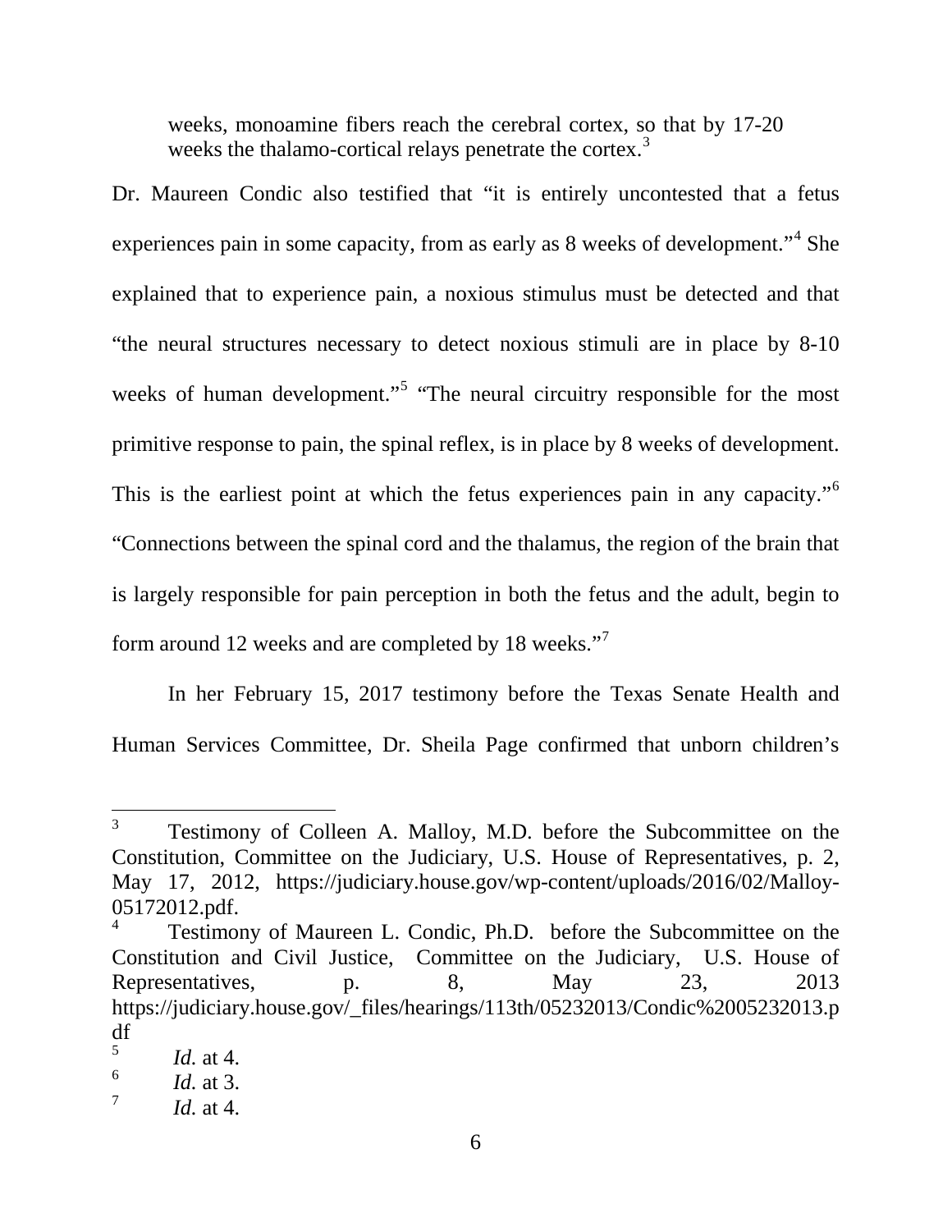> weeks, monoamine fibers reach the cerebral cortex, so that by 17-20 weeks the thalamo-cortical relays penetrate the cortex.[3]

Dr. Maureen Condic also testified that "it is entirely uncontested that a fetus experiences pain in some capacity, from as early as 8 weeks of development."[4] She explained that to experience pain, a noxious stimulus must be detected and that "the neural structures necessary to detect noxious stimuli are in place by 8-10 weeks of human development."[5] "The neural circuitry responsible for the most primitive response to pain, the spinal reflex, is in place by 8 weeks of development. This is the earliest point at which the fetus experiences pain in any capacity."[6] "Connections between the spinal cord and the thalamus, the region of the brain that is largely responsible for pain perception in both the fetus and the adult, begin to form around 12 weeks and are completed by 18 weeks."[7]

In her February 15, 2017 testimony before the Texas Senate Health and Human Services Committee, Dr. Sheila Page confirmed that unborn children's

---

[3] Testimony of Colleen A. Malloy, M.D. before the Subcommittee on the Constitution, Committee on the Judiciary, U.S. House of Representatives, p. 2, May 17, 2012, https://judiciary.house.gov/wp-content/uploads/2016/02/Malloy-05172012.pdf.

[4] Testimony of Maureen L. Condic, Ph.D. before the Subcommittee on the Constitution and Civil Justice, Committee on the Judiciary, U.S. House of Representatives, p. 8, May 23, 2013 https://judiciary.house.gov/_files/hearings/113th/05232013/Condic%2005232013.pdf

[5] *Id.* at 4.

[6] *Id.* at 3.

[7] *Id.* at 4.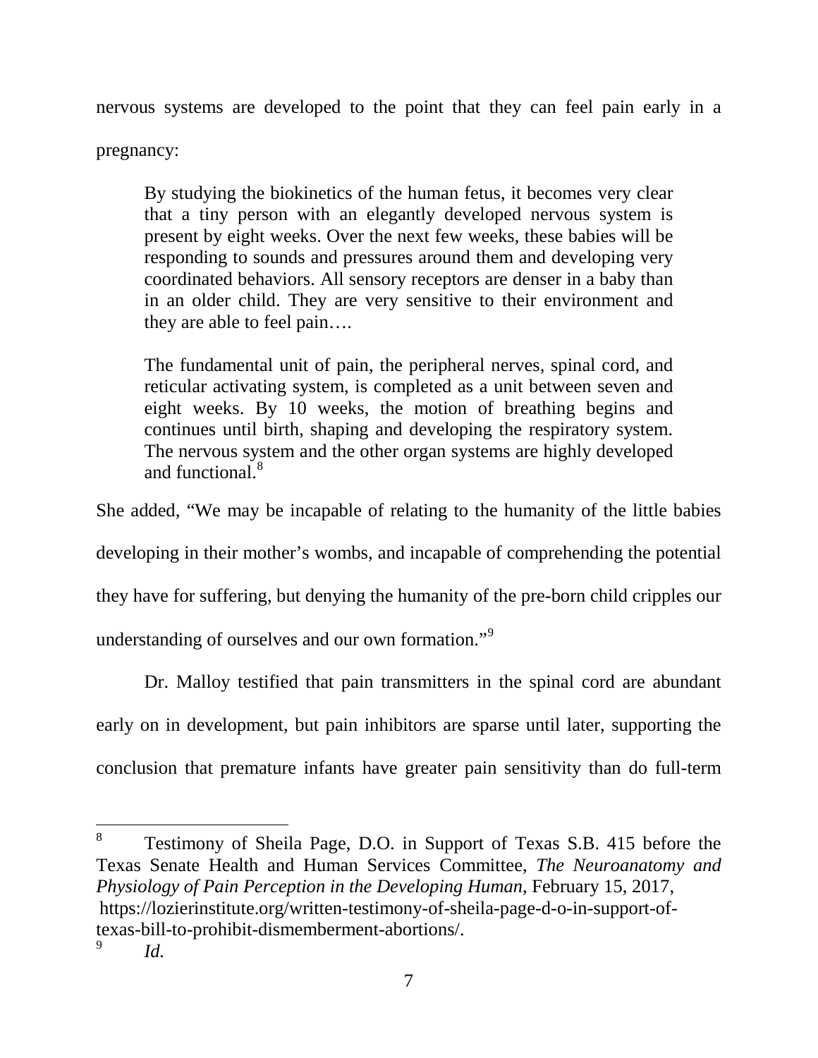nervous systems are developed to the point that they can feel pain early in a pregnancy:

> By studying the biokinetics of the human fetus, it becomes very clear that a tiny person with an elegantly developed nervous system is present by eight weeks. Over the next few weeks, these babies will be responding to sounds and pressures around them and developing very coordinated behaviors. All sensory receptors are denser in a baby than in an older child. They are very sensitive to their environment and they are able to feel pain….
>
> The fundamental unit of pain, the peripheral nerves, spinal cord, and reticular activating system, is completed as a unit between seven and eight weeks. By 10 weeks, the motion of breathing begins and continues until birth, shaping and developing the respiratory system. The nervous system and the other organ systems are highly developed and functional.[8]

She added, "We may be incapable of relating to the humanity of the little babies developing in their mother's wombs, and incapable of comprehending the potential they have for suffering, but denying the humanity of the pre-born child cripples our understanding of ourselves and our own formation."[9]

Dr. Malloy testified that pain transmitters in the spinal cord are abundant early on in development, but pain inhibitors are sparse until later, supporting the conclusion that premature infants have greater pain sensitivity than do full-term

---

[8] Testimony of Sheila Page, D.O. in Support of Texas S.B. 415 before the Texas Senate Health and Human Services Committee, *The Neuroanatomy and Physiology of Pain Perception in the Developing Human*, February 15, 2017, https://lozierinstitute.org/written-testimony-of-sheila-page-d-o-in-support-of-texas-bill-to-prohibit-dismemberment-abortions/.

[9] *Id.*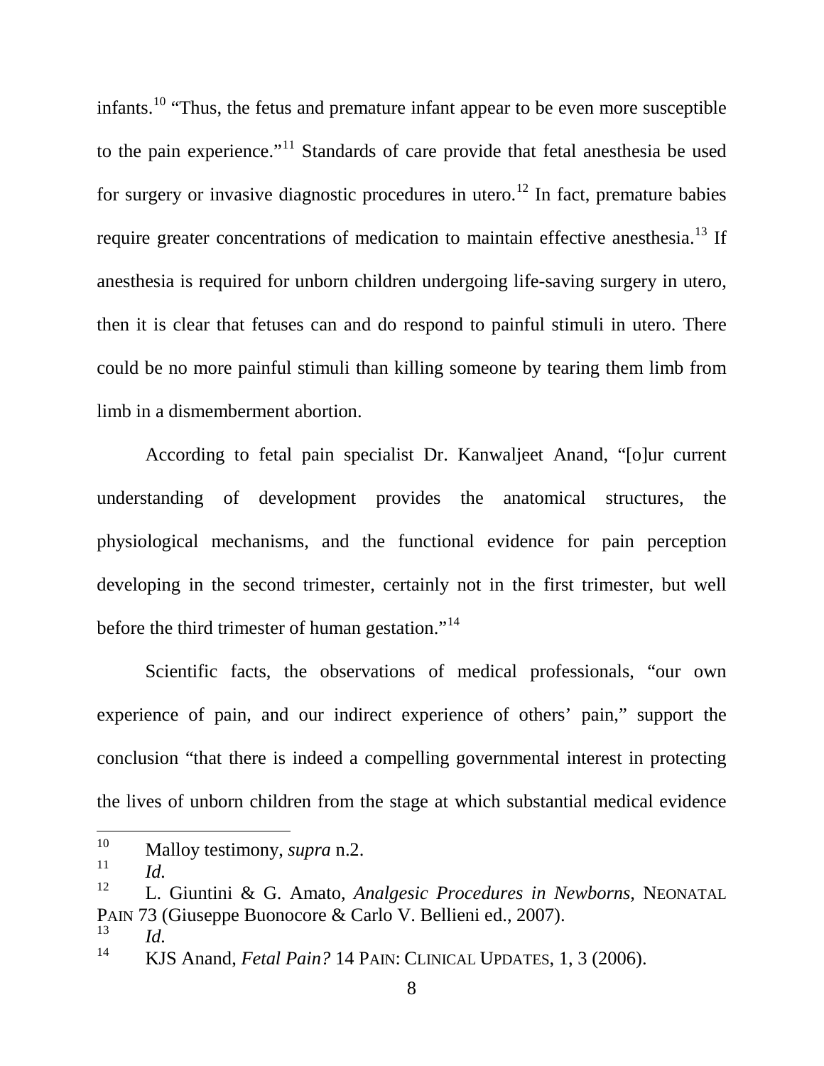infants.[10] "Thus, the fetus and premature infant appear to be even more susceptible to the pain experience."[11] Standards of care provide that fetal anesthesia be used for surgery or invasive diagnostic procedures in utero.[12] In fact, premature babies require greater concentrations of medication to maintain effective anesthesia.[13] If anesthesia is required for unborn children undergoing life-saving surgery in utero, then it is clear that fetuses can and do respond to painful stimuli in utero. There could be no more painful stimuli than killing someone by tearing them limb from limb in a dismemberment abortion.

According to fetal pain specialist Dr. Kanwaljeet Anand, "[o]ur current understanding of development provides the anatomical structures, the physiological mechanisms, and the functional evidence for pain perception developing in the second trimester, certainly not in the first trimester, but well before the third trimester of human gestation."[14]

Scientific facts, the observations of medical professionals, "our own experience of pain, and our indirect experience of others' pain," support the conclusion "that there is indeed a compelling governmental interest in protecting the lives of unborn children from the stage at which substantial medical evidence

---

[10] Malloy testimony, *supra* n.2.

[11] *Id.*

[12] L. Giuntini & G. Amato, *Analgesic Procedures in Newborns*, NEONATAL PAIN 73 (Giuseppe Buonocore & Carlo V. Bellieni ed., 2007).

[13] *Id.*

[14] KJS Anand, *Fetal Pain?* 14 PAIN: CLINICAL UPDATES, 1, 3 (2006).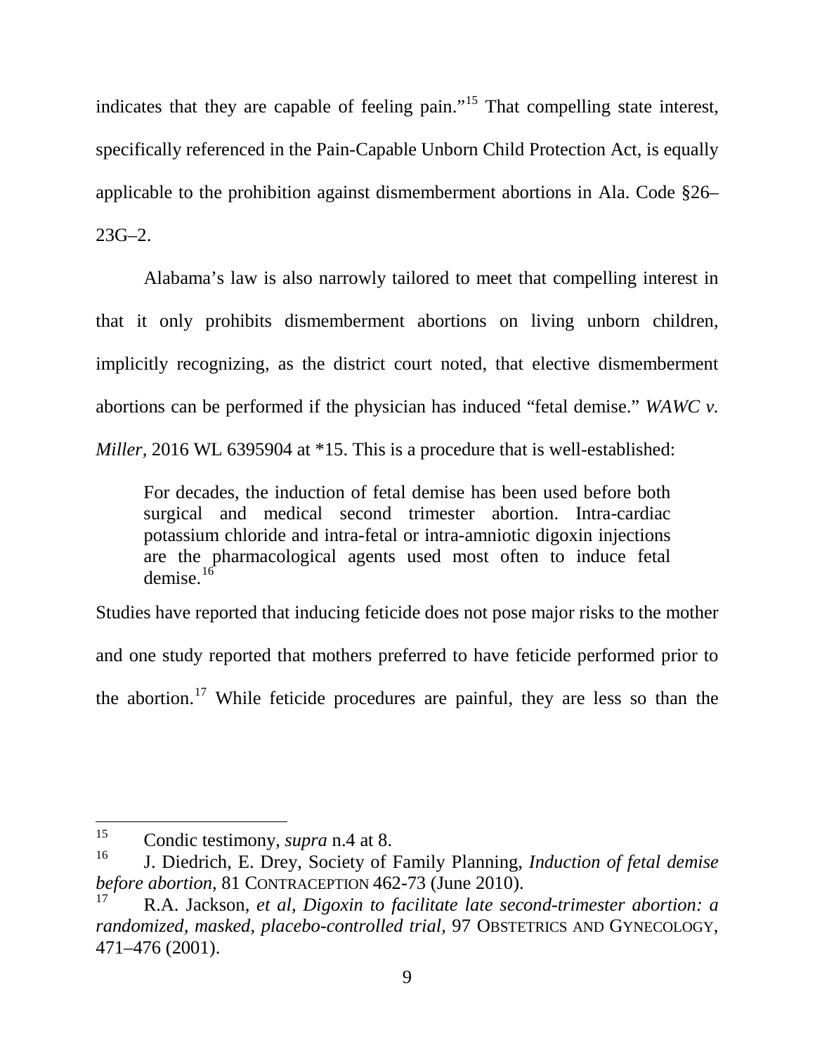indicates that they are capable of feeling pain."[15] That compelling state interest, specifically referenced in the Pain-Capable Unborn Child Protection Act, is equally applicable to the prohibition against dismemberment abortions in Ala. Code §26–23G–2.

Alabama's law is also narrowly tailored to meet that compelling interest in that it only prohibits dismemberment abortions on living unborn children, implicitly recognizing, as the district court noted, that elective dismemberment abortions can be performed if the physician has induced "fetal demise." *WAWC v. Miller,* 2016 WL 6395904 at *15. This is a procedure that is well-established:

> For decades, the induction of fetal demise has been used before both surgical and medical second trimester abortion. Intra-cardiac potassium chloride and intra-fetal or intra-amniotic digoxin injections are the pharmacological agents used most often to induce fetal demise.[16]

Studies have reported that inducing feticide does not pose major risks to the mother and one study reported that mothers preferred to have feticide performed prior to the abortion.[17] While feticide procedures are painful, they are less so than the

---

[15] Condic testimony, *supra* n.4 at 8.

[16] J. Diedrich, E. Drey, Society of Family Planning, *Induction of fetal demise before abortion*, 81 CONTRACEPTION 462-73 (June 2010).

[17] R.A. Jackson, *et al, Digoxin to facilitate late second-trimester abortion: a randomized, masked, placebo-controlled trial,* 97 OBSTETRICS AND GYNECOLOGY, 471–476 (2001).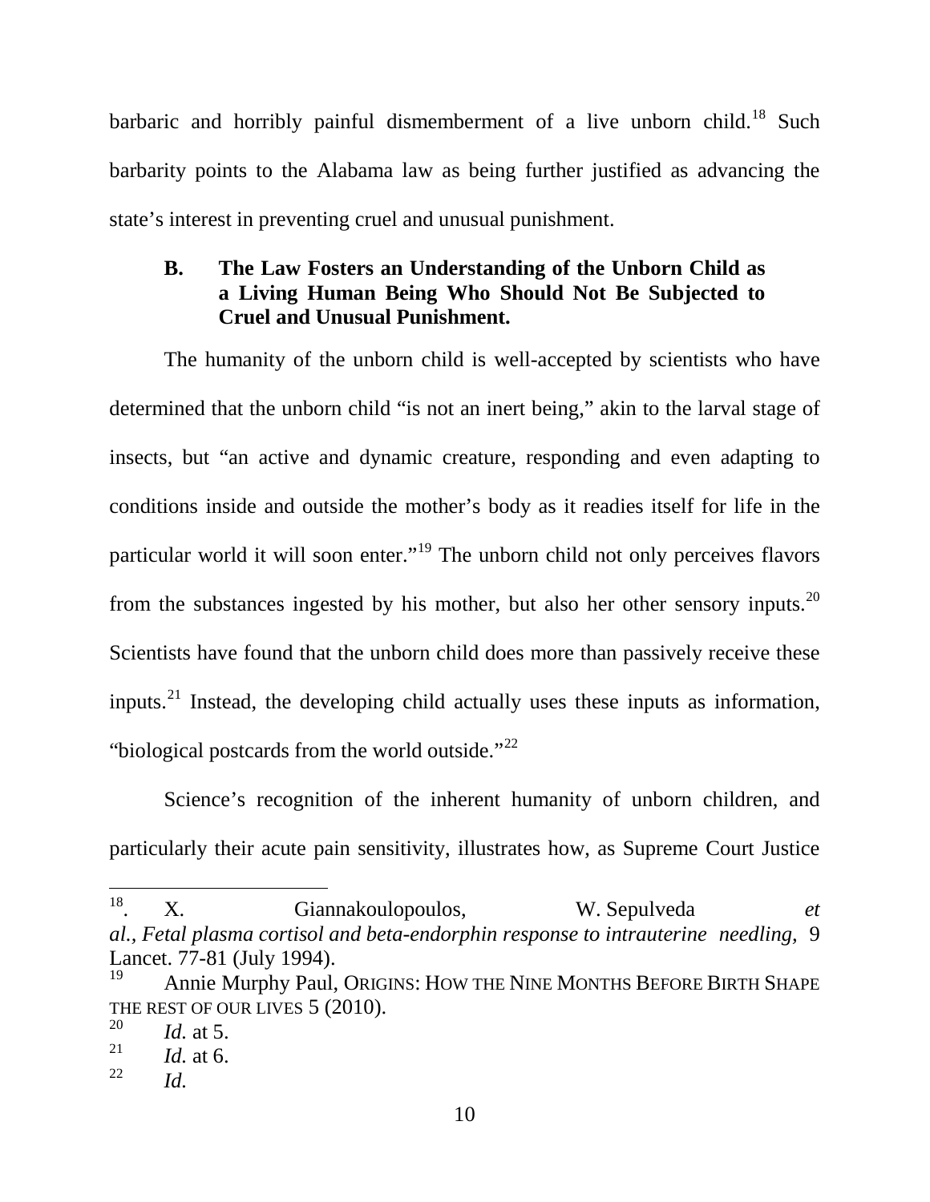barbaric and horribly painful dismemberment of a live unborn child.[18] Such barbarity points to the Alabama law as being further justified as advancing the state's interest in preventing cruel and unusual punishment.

### B. The Law Fosters an Understanding of the Unborn Child as a Living Human Being Who Should Not Be Subjected to Cruel and Unusual Punishment.

The humanity of the unborn child is well-accepted by scientists who have determined that the unborn child "is not an inert being," akin to the larval stage of insects, but "an active and dynamic creature, responding and even adapting to conditions inside and outside the mother's body as it readies itself for life in the particular world it will soon enter."[19] The unborn child not only perceives flavors from the substances ingested by his mother, but also her other sensory inputs.[20] Scientists have found that the unborn child does more than passively receive these inputs.[21] Instead, the developing child actually uses these inputs as information, "biological postcards from the world outside."[22]

Science's recognition of the inherent humanity of unborn children, and particularly their acute pain sensitivity, illustrates how, as Supreme Court Justice

---

[18]. X. Giannakoulopoulos, W. Sepulveda *et al.*, *Fetal plasma cortisol and beta-endorphin response to intrauterine needling*, 9 Lancet. 77-81 (July 1994).

[19] Annie Murphy Paul, ORIGINS: HOW THE NINE MONTHS BEFORE BIRTH SHAPE THE REST OF OUR LIVES 5 (2010).

[20] *Id.* at 5.

[21] *Id.* at 6.

[22] *Id.*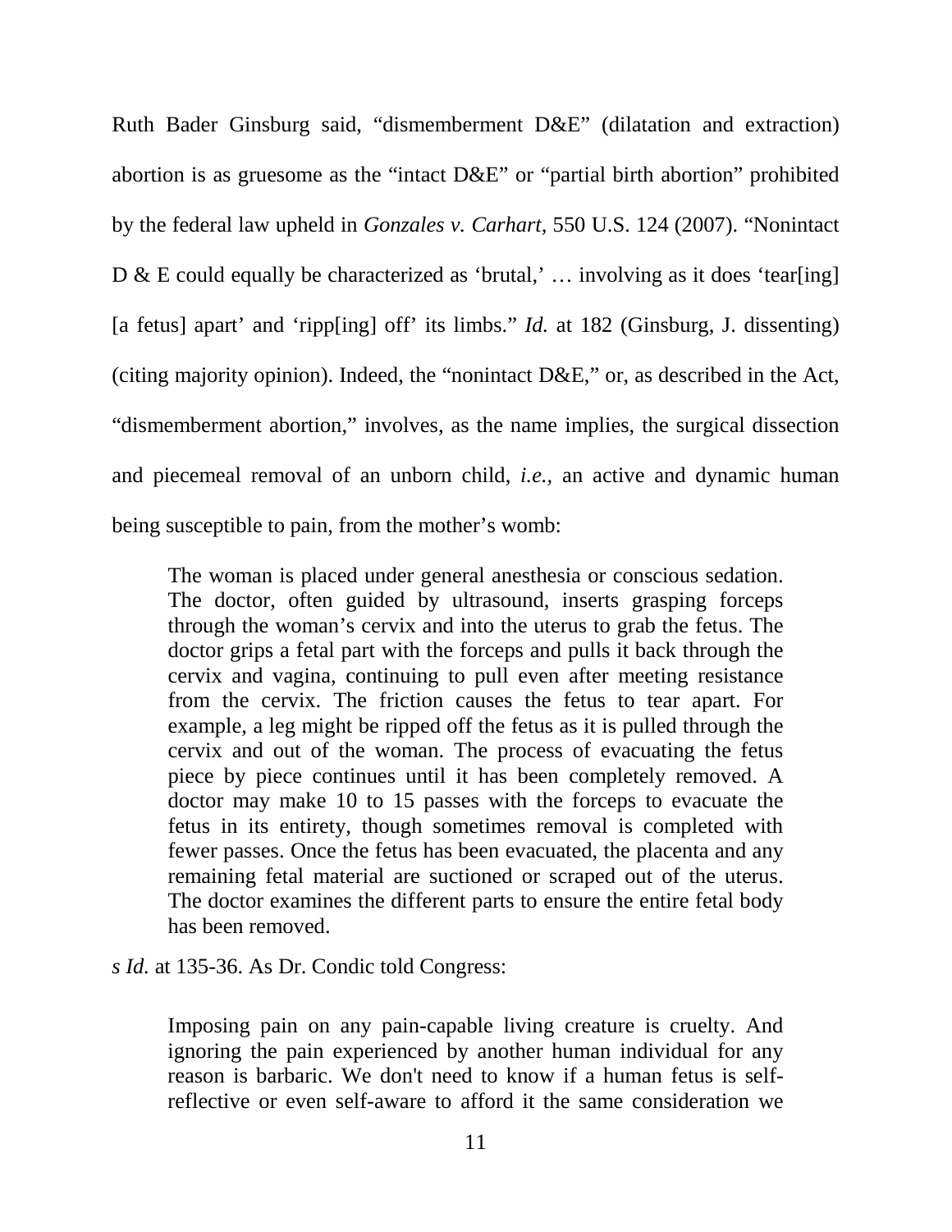Ruth Bader Ginsburg said, "dismemberment D&E" (dilatation and extraction) abortion is as gruesome as the "intact D&E" or "partial birth abortion" prohibited by the federal law upheld in *Gonzales v. Carhart*, 550 U.S. 124 (2007). "Nonintact D & E could equally be characterized as 'brutal,' … involving as it does 'tear[ing] [a fetus] apart' and 'ripp[ing] off' its limbs." *Id.* at 182 (Ginsburg, J. dissenting) (citing majority opinion). Indeed, the "nonintact D&E," or, as described in the Act, "dismemberment abortion," involves, as the name implies, the surgical dissection and piecemeal removal of an unborn child, *i.e.,* an active and dynamic human being susceptible to pain, from the mother's womb:

> The woman is placed under general anesthesia or conscious sedation. The doctor, often guided by ultrasound, inserts grasping forceps through the woman's cervix and into the uterus to grab the fetus. The doctor grips a fetal part with the forceps and pulls it back through the cervix and vagina, continuing to pull even after meeting resistance from the cervix. The friction causes the fetus to tear apart. For example, a leg might be ripped off the fetus as it is pulled through the cervix and out of the woman. The process of evacuating the fetus piece by piece continues until it has been completely removed. A doctor may make 10 to 15 passes with the forceps to evacuate the fetus in its entirety, though sometimes removal is completed with fewer passes. Once the fetus has been evacuated, the placenta and any remaining fetal material are suctioned or scraped out of the uterus. The doctor examines the different parts to ensure the entire fetal body has been removed.

*s Id.* at 135-36. As Dr. Condic told Congress:

> Imposing pain on any pain-capable living creature is cruelty. And ignoring the pain experienced by another human individual for any reason is barbaric. We don't need to know if a human fetus is self-reflective or even self-aware to afford it the same consideration we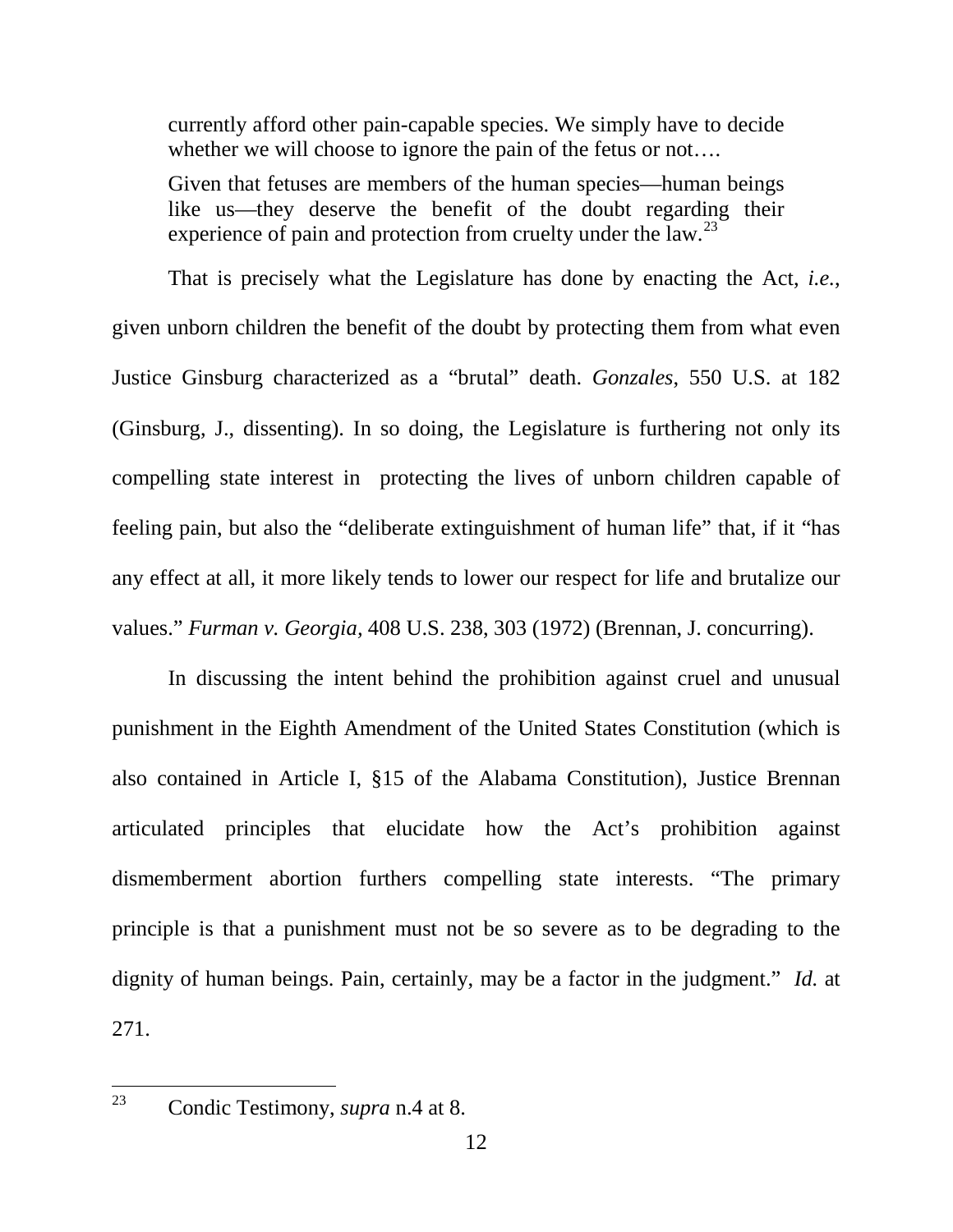> currently afford other pain-capable species. We simply have to decide whether we will choose to ignore the pain of the fetus or not….
>
> Given that fetuses are members of the human species—human beings like us—they deserve the benefit of the doubt regarding their experience of pain and protection from cruelty under the law.[23]

That is precisely what the Legislature has done by enacting the Act, *i.e.*, given unborn children the benefit of the doubt by protecting them from what even Justice Ginsburg characterized as a "brutal" death. *Gonzales*, 550 U.S. at 182 (Ginsburg, J., dissenting). In so doing, the Legislature is furthering not only its compelling state interest in protecting the lives of unborn children capable of feeling pain, but also the "deliberate extinguishment of human life" that, if it "has any effect at all, it more likely tends to lower our respect for life and brutalize our values." *Furman v. Georgia*, 408 U.S. 238, 303 (1972) (Brennan, J. concurring).

In discussing the intent behind the prohibition against cruel and unusual punishment in the Eighth Amendment of the United States Constitution (which is also contained in Article I, §15 of the Alabama Constitution), Justice Brennan articulated principles that elucidate how the Act's prohibition against dismemberment abortion furthers compelling state interests. "The primary principle is that a punishment must not be so severe as to be degrading to the dignity of human beings. Pain, certainly, may be a factor in the judgment." *Id.* at 271.

---

[23] Condic Testimony, *supra* n.4 at 8.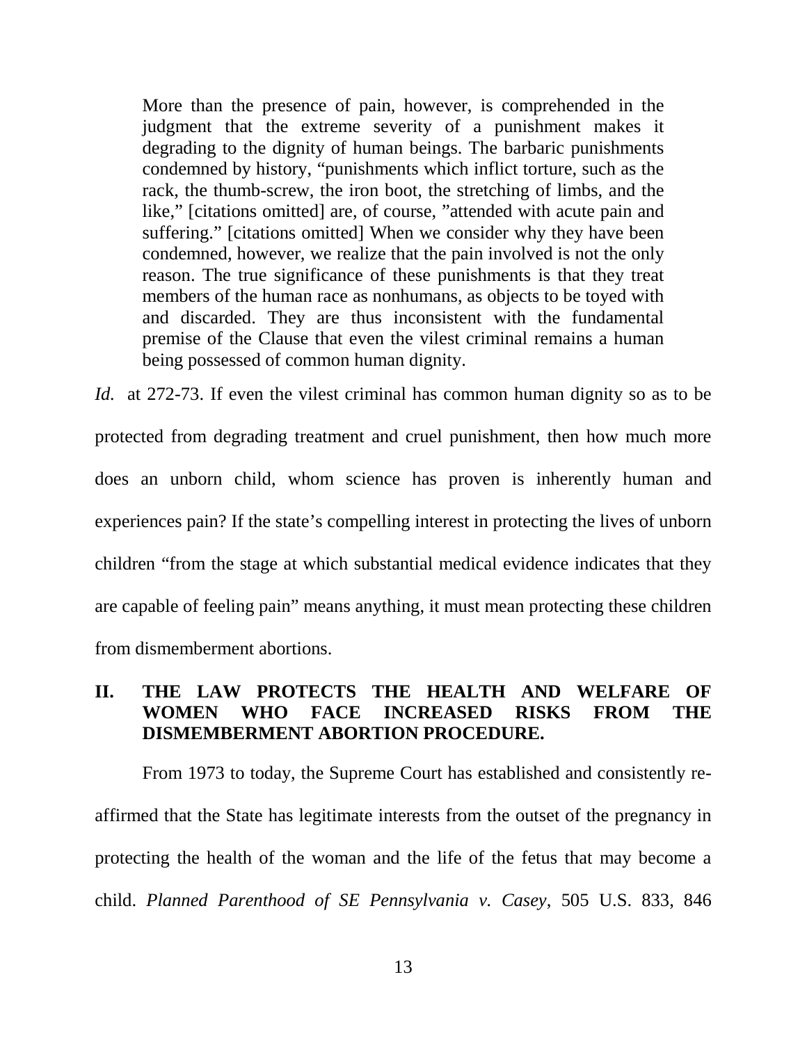> More than the presence of pain, however, is comprehended in the judgment that the extreme severity of a punishment makes it degrading to the dignity of human beings. The barbaric punishments condemned by history, "punishments which inflict torture, such as the rack, the thumb-screw, the iron boot, the stretching of limbs, and the like," [citations omitted] are, of course, "attended with acute pain and suffering." [citations omitted] When we consider why they have been condemned, however, we realize that the pain involved is not the only reason. The true significance of these punishments is that they treat members of the human race as nonhumans, as objects to be toyed with and discarded. They are thus inconsistent with the fundamental premise of the Clause that even the vilest criminal remains a human being possessed of common human dignity.

*Id.* at 272-73. If even the vilest criminal has common human dignity so as to be protected from degrading treatment and cruel punishment, then how much more does an unborn child, whom science has proven is inherently human and experiences pain? If the state's compelling interest in protecting the lives of unborn children "from the stage at which substantial medical evidence indicates that they are capable of feeling pain" means anything, it must mean protecting these children from dismemberment abortions.

## II. THE LAW PROTECTS THE HEALTH AND WELFARE OF WOMEN WHO FACE INCREASED RISKS FROM THE DISMEMBERMENT ABORTION PROCEDURE.

From 1973 to today, the Supreme Court has established and consistently re-affirmed that the State has legitimate interests from the outset of the pregnancy in protecting the health of the woman and the life of the fetus that may become a child. *Planned Parenthood of SE Pennsylvania v. Casey*, 505 U.S. 833, 846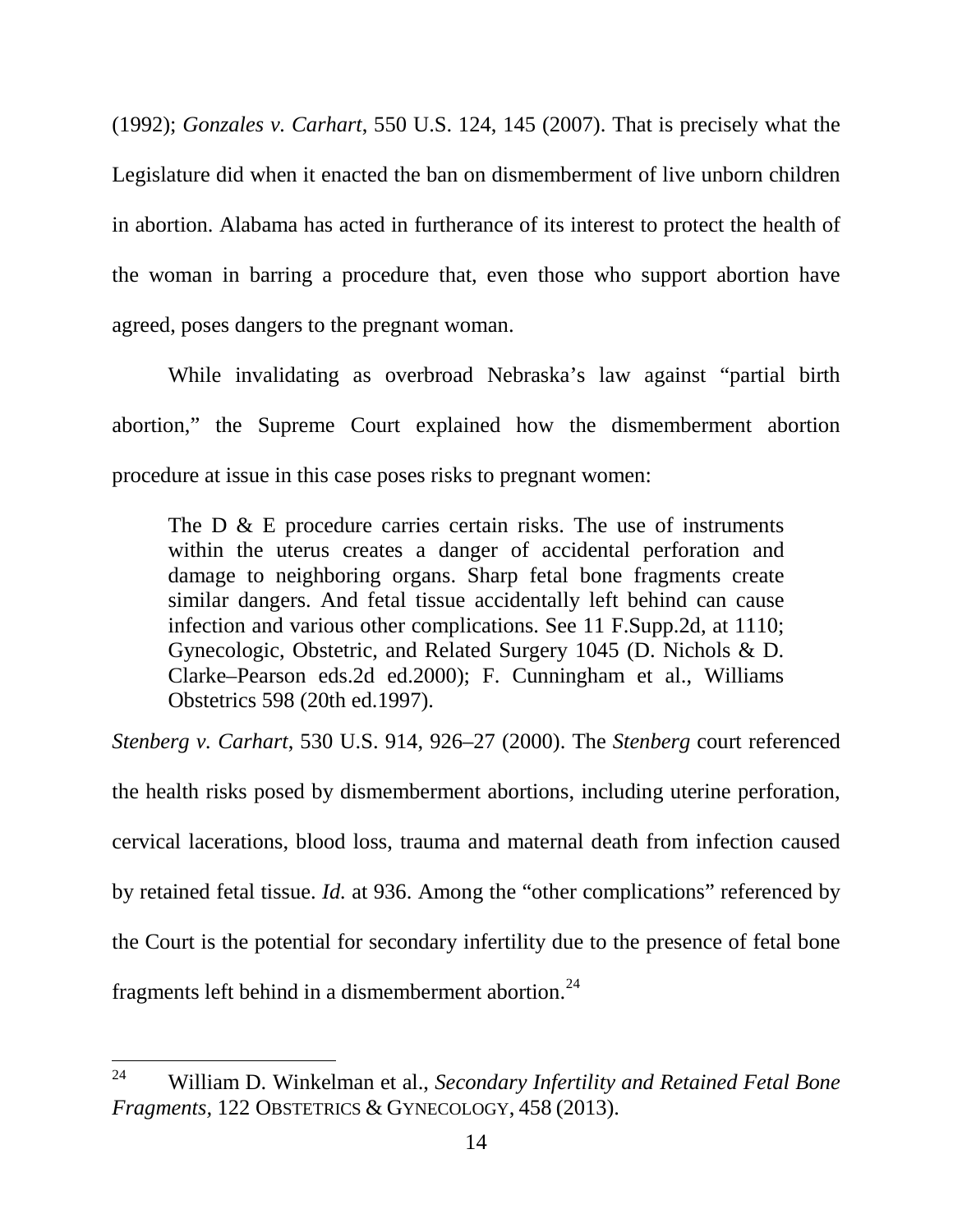(1992); *Gonzales v. Carhart*, 550 U.S. 124, 145 (2007). That is precisely what the Legislature did when it enacted the ban on dismemberment of live unborn children in abortion. Alabama has acted in furtherance of its interest to protect the health of the woman in barring a procedure that, even those who support abortion have agreed, poses dangers to the pregnant woman.

While invalidating as overbroad Nebraska's law against "partial birth abortion," the Supreme Court explained how the dismemberment abortion procedure at issue in this case poses risks to pregnant women:

> The D & E procedure carries certain risks. The use of instruments within the uterus creates a danger of accidental perforation and damage to neighboring organs. Sharp fetal bone fragments create similar dangers. And fetal tissue accidentally left behind can cause infection and various other complications. See 11 F.Supp.2d, at 1110; Gynecologic, Obstetric, and Related Surgery 1045 (D. Nichols & D. Clarke–Pearson eds.2d ed.2000); F. Cunningham et al., Williams Obstetrics 598 (20th ed.1997).

*Stenberg v. Carhart*, 530 U.S. 914, 926–27 (2000). The *Stenberg* court referenced the health risks posed by dismemberment abortions, including uterine perforation, cervical lacerations, blood loss, trauma and maternal death from infection caused by retained fetal tissue. *Id.* at 936. Among the "other complications" referenced by the Court is the potential for secondary infertility due to the presence of fetal bone fragments left behind in a dismemberment abortion.[24]

---

[24] William D. Winkelman et al., *Secondary Infertility and Retained Fetal Bone Fragments*, 122 OBSTETRICS & GYNECOLOGY, 458 (2013).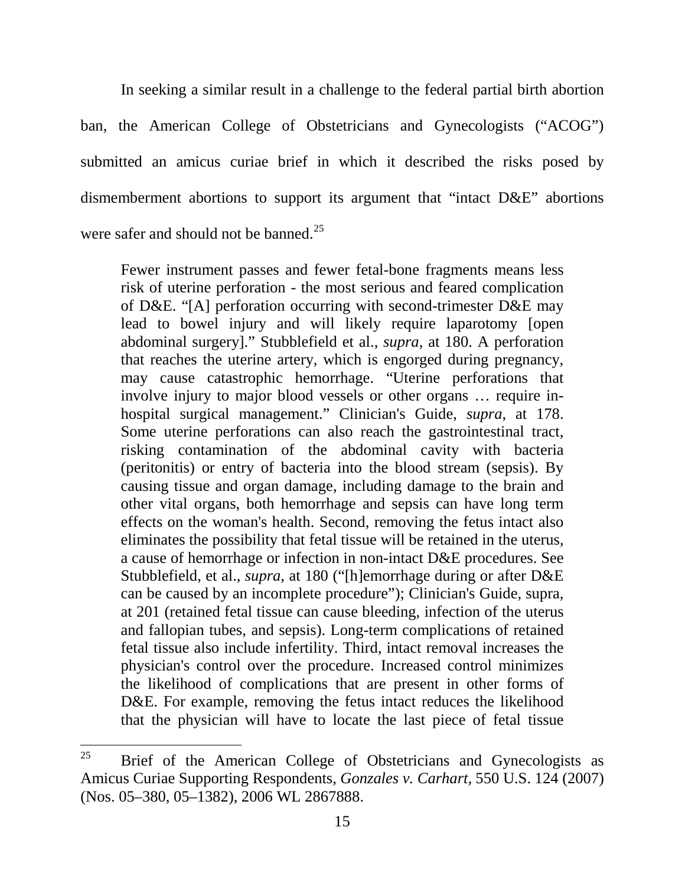In seeking a similar result in a challenge to the federal partial birth abortion ban, the American College of Obstetricians and Gynecologists ("ACOG") submitted an amicus curiae brief in which it described the risks posed by dismemberment abortions to support its argument that "intact D&E" abortions were safer and should not be banned.[25]

> Fewer instrument passes and fewer fetal-bone fragments means less risk of uterine perforation - the most serious and feared complication of D&E. "[A] perforation occurring with second-trimester D&E may lead to bowel injury and will likely require laparotomy [open abdominal surgery]." Stubblefield et al., *supra*, at 180. A perforation that reaches the uterine artery, which is engorged during pregnancy, may cause catastrophic hemorrhage. "Uterine perforations that involve injury to major blood vessels or other organs … require in-hospital surgical management." Clinician's Guide, *supra*, at 178. Some uterine perforations can also reach the gastrointestinal tract, risking contamination of the abdominal cavity with bacteria (peritonitis) or entry of bacteria into the blood stream (sepsis). By causing tissue and organ damage, including damage to the brain and other vital organs, both hemorrhage and sepsis can have long term effects on the woman's health. Second, removing the fetus intact also eliminates the possibility that fetal tissue will be retained in the uterus, a cause of hemorrhage or infection in non-intact D&E procedures. See Stubblefield, et al., *supra*, at 180 ("[h]emorrhage during or after D&E can be caused by an incomplete procedure"); Clinician's Guide, supra, at 201 (retained fetal tissue can cause bleeding, infection of the uterus and fallopian tubes, and sepsis). Long-term complications of retained fetal tissue also include infertility. Third, intact removal increases the physician's control over the procedure. Increased control minimizes the likelihood of complications that are present in other forms of D&E. For example, removing the fetus intact reduces the likelihood that the physician will have to locate the last piece of fetal tissue

---

[25] Brief of the American College of Obstetricians and Gynecologists as Amicus Curiae Supporting Respondents, *Gonzales v. Carhart*, 550 U.S. 124 (2007) (Nos. 05–380, 05–1382), 2006 WL 2867888.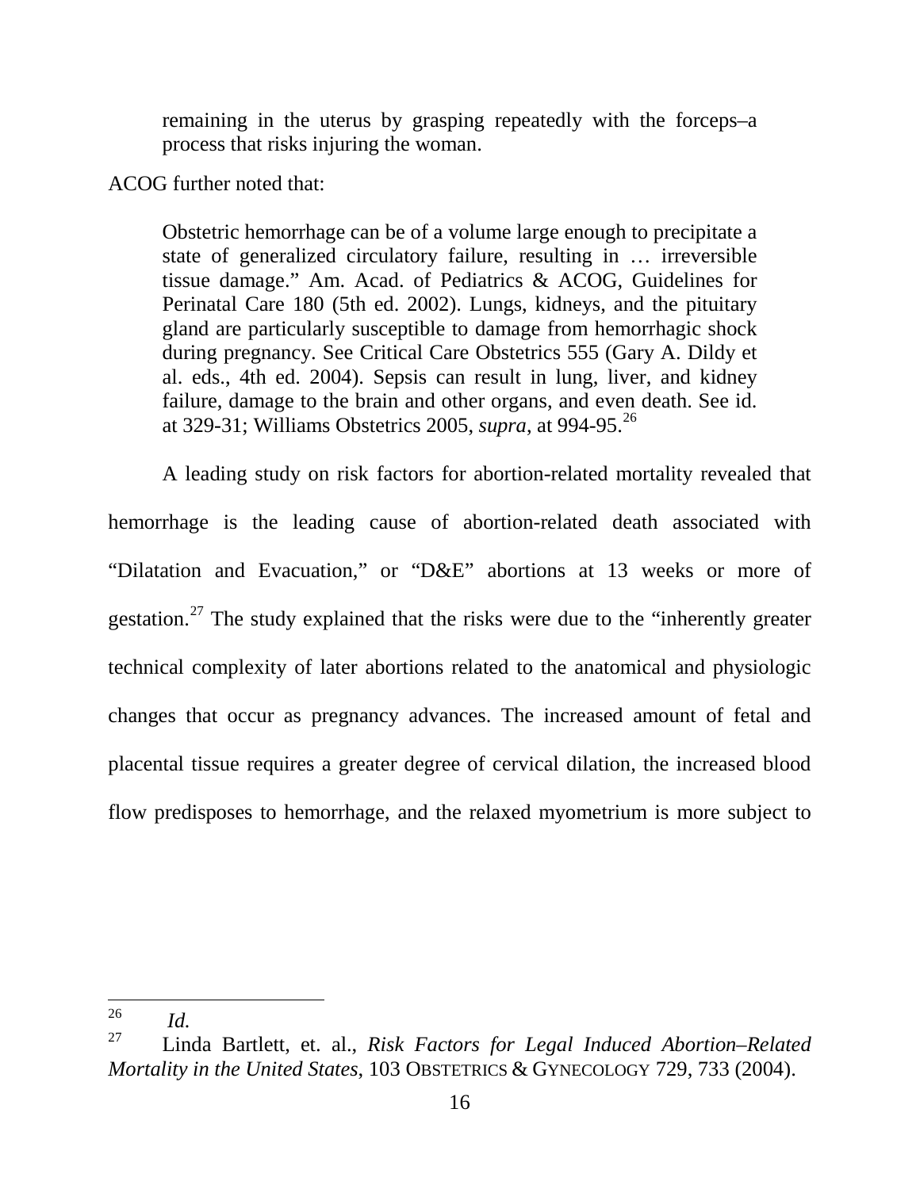> remaining in the uterus by grasping repeatedly with the forceps–a process that risks injuring the woman.

ACOG further noted that:

> Obstetric hemorrhage can be of a volume large enough to precipitate a state of generalized circulatory failure, resulting in … irreversible tissue damage." Am. Acad. of Pediatrics & ACOG, Guidelines for Perinatal Care 180 (5th ed. 2002). Lungs, kidneys, and the pituitary gland are particularly susceptible to damage from hemorrhagic shock during pregnancy. See Critical Care Obstetrics 555 (Gary A. Dildy et al. eds., 4th ed. 2004). Sepsis can result in lung, liver, and kidney failure, damage to the brain and other organs, and even death. See id. at 329-31; Williams Obstetrics 2005, *supra*, at 994-95.[26]

A leading study on risk factors for abortion-related mortality revealed that hemorrhage is the leading cause of abortion-related death associated with "Dilatation and Evacuation," or "D&E" abortions at 13 weeks or more of gestation.[27] The study explained that the risks were due to the "inherently greater technical complexity of later abortions related to the anatomical and physiologic changes that occur as pregnancy advances. The increased amount of fetal and placental tissue requires a greater degree of cervical dilation, the increased blood flow predisposes to hemorrhage, and the relaxed myometrium is more subject to

---

[26] *Id.*

[27] Linda Bartlett, et. al., *Risk Factors for Legal Induced Abortion–Related Mortality in the United States*, 103 OBSTETRICS & GYNECOLOGY 729, 733 (2004).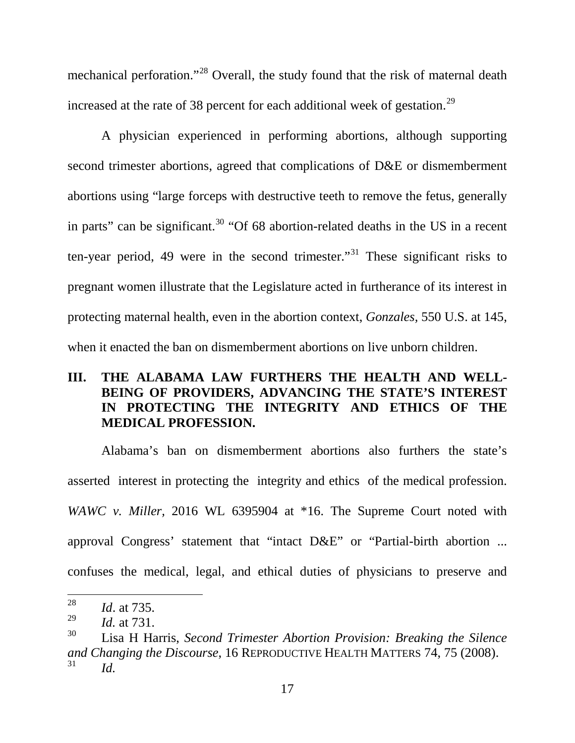mechanical perforation."[28] Overall, the study found that the risk of maternal death increased at the rate of 38 percent for each additional week of gestation.[29]

A physician experienced in performing abortions, although supporting second trimester abortions, agreed that complications of D&E or dismemberment abortions using "large forceps with destructive teeth to remove the fetus, generally in parts" can be significant.[30] "Of 68 abortion-related deaths in the US in a recent ten-year period, 49 were in the second trimester."[31] These significant risks to pregnant women illustrate that the Legislature acted in furtherance of its interest in protecting maternal health, even in the abortion context, *Gonzales,* 550 U.S. at 145, when it enacted the ban on dismemberment abortions on live unborn children.

## III. THE ALABAMA LAW FURTHERS THE HEALTH AND WELL-BEING OF PROVIDERS, ADVANCING THE STATE'S INTEREST IN PROTECTING THE INTEGRITY AND ETHICS OF THE MEDICAL PROFESSION.

Alabama's ban on dismemberment abortions also furthers the state's asserted interest in protecting the integrity and ethics of the medical profession. *WAWC v. Miller,* 2016 WL 6395904 at *16. The Supreme Court noted with approval Congress' statement that "intact D&E" or "Partial-birth abortion ... confuses the medical, legal, and ethical duties of physicians to preserve and

---

[28] *Id*. at 735.

[29] *Id.* at 731.

[30] Lisa H Harris, *Second Trimester Abortion Provision: Breaking the Silence and Changing the Discourse*, 16 REPRODUCTIVE HEALTH MATTERS 74, 75 (2008).

[31] *Id.*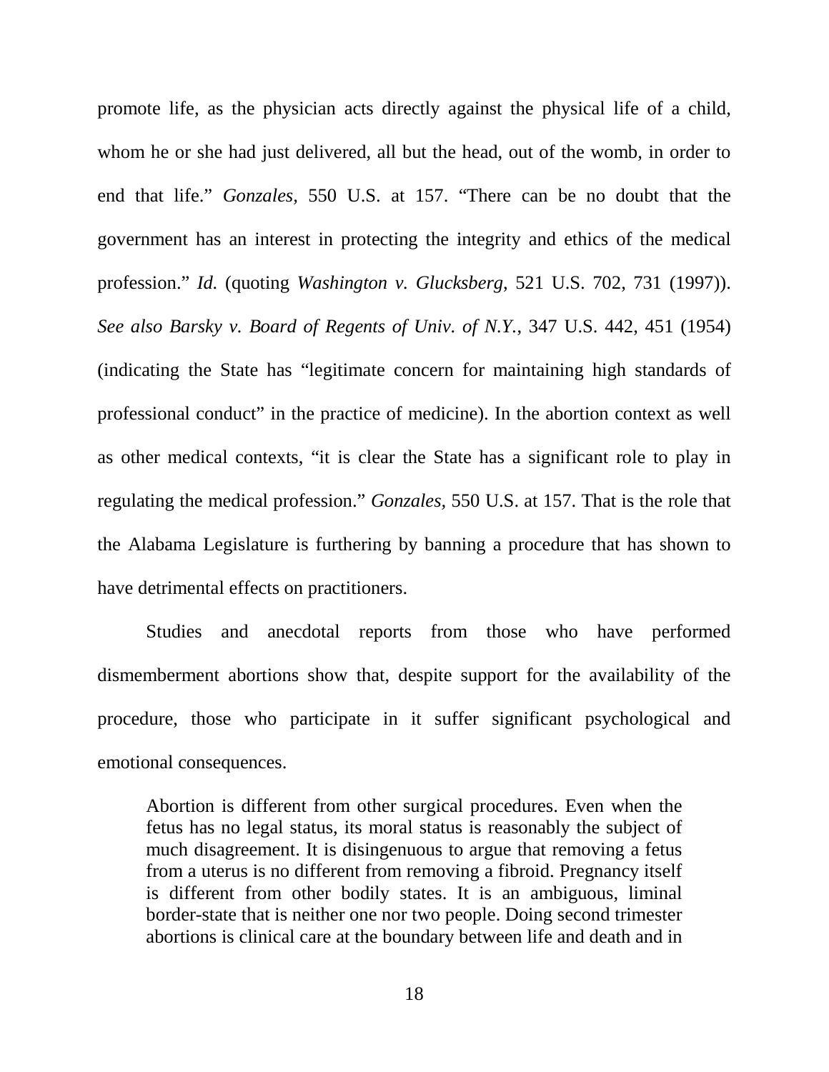promote life, as the physician acts directly against the physical life of a child, whom he or she had just delivered, all but the head, out of the womb, in order to end that life." *Gonzales,* 550 U.S. at 157. "There can be no doubt that the government has an interest in protecting the integrity and ethics of the medical profession." *Id.* (quoting *Washington v. Glucksberg*, 521 U.S. 702, 731 (1997)). *See also Barsky v. Board of Regents of Univ. of N.Y.*, 347 U.S. 442, 451 (1954) (indicating the State has "legitimate concern for maintaining high standards of professional conduct" in the practice of medicine). In the abortion context as well as other medical contexts, "it is clear the State has a significant role to play in regulating the medical profession." *Gonzales,* 550 U.S. at 157. That is the role that the Alabama Legislature is furthering by banning a procedure that has shown to have detrimental effects on practitioners.

Studies and anecdotal reports from those who have performed dismemberment abortions show that, despite support for the availability of the procedure, those who participate in it suffer significant psychological and emotional consequences.

> Abortion is different from other surgical procedures. Even when the fetus has no legal status, its moral status is reasonably the subject of much disagreement. It is disingenuous to argue that removing a fetus from a uterus is no different from removing a fibroid. Pregnancy itself is different from other bodily states. It is an ambiguous, liminal border-state that is neither one nor two people. Doing second trimester abortions is clinical care at the boundary between life and death and in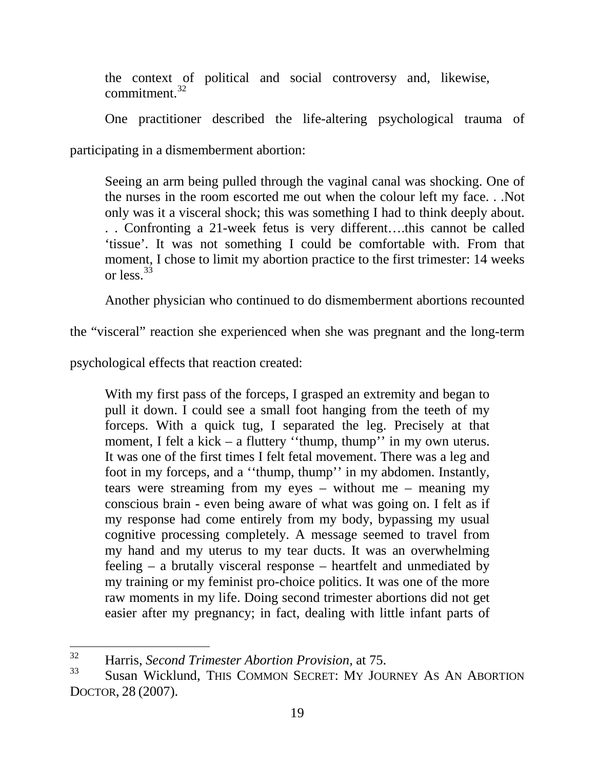> the context of political and social controversy and, likewise, commitment.[32]

One practitioner described the life-altering psychological trauma of participating in a dismemberment abortion:

> Seeing an arm being pulled through the vaginal canal was shocking. One of the nurses in the room escorted me out when the colour left my face. . .Not only was it a visceral shock; this was something I had to think deeply about. . . Confronting a 21-week fetus is very different….this cannot be called 'tissue'. It was not something I could be comfortable with. From that moment, I chose to limit my abortion practice to the first trimester: 14 weeks or less.[33]

Another physician who continued to do dismemberment abortions recounted the "visceral" reaction she experienced when she was pregnant and the long-term psychological effects that reaction created:

> With my first pass of the forceps, I grasped an extremity and began to pull it down. I could see a small foot hanging from the teeth of my forceps. With a quick tug, I separated the leg. Precisely at that moment, I felt a kick – a fluttery ''thump, thump'' in my own uterus. It was one of the first times I felt fetal movement. There was a leg and foot in my forceps, and a ''thump, thump'' in my abdomen. Instantly, tears were streaming from my eyes – without me – meaning my conscious brain - even being aware of what was going on. I felt as if my response had come entirely from my body, bypassing my usual cognitive processing completely. A message seemed to travel from my hand and my uterus to my tear ducts. It was an overwhelming feeling – a brutally visceral response – heartfelt and unmediated by my training or my feminist pro-choice politics. It was one of the more raw moments in my life. Doing second trimester abortions did not get easier after my pregnancy; in fact, dealing with little infant parts of

---

[32] Harris, *Second Trimester Abortion Provision*, at 75.

[33] Susan Wicklund, THIS COMMON SECRET: MY JOURNEY AS AN ABORTION DOCTOR, 28 (2007).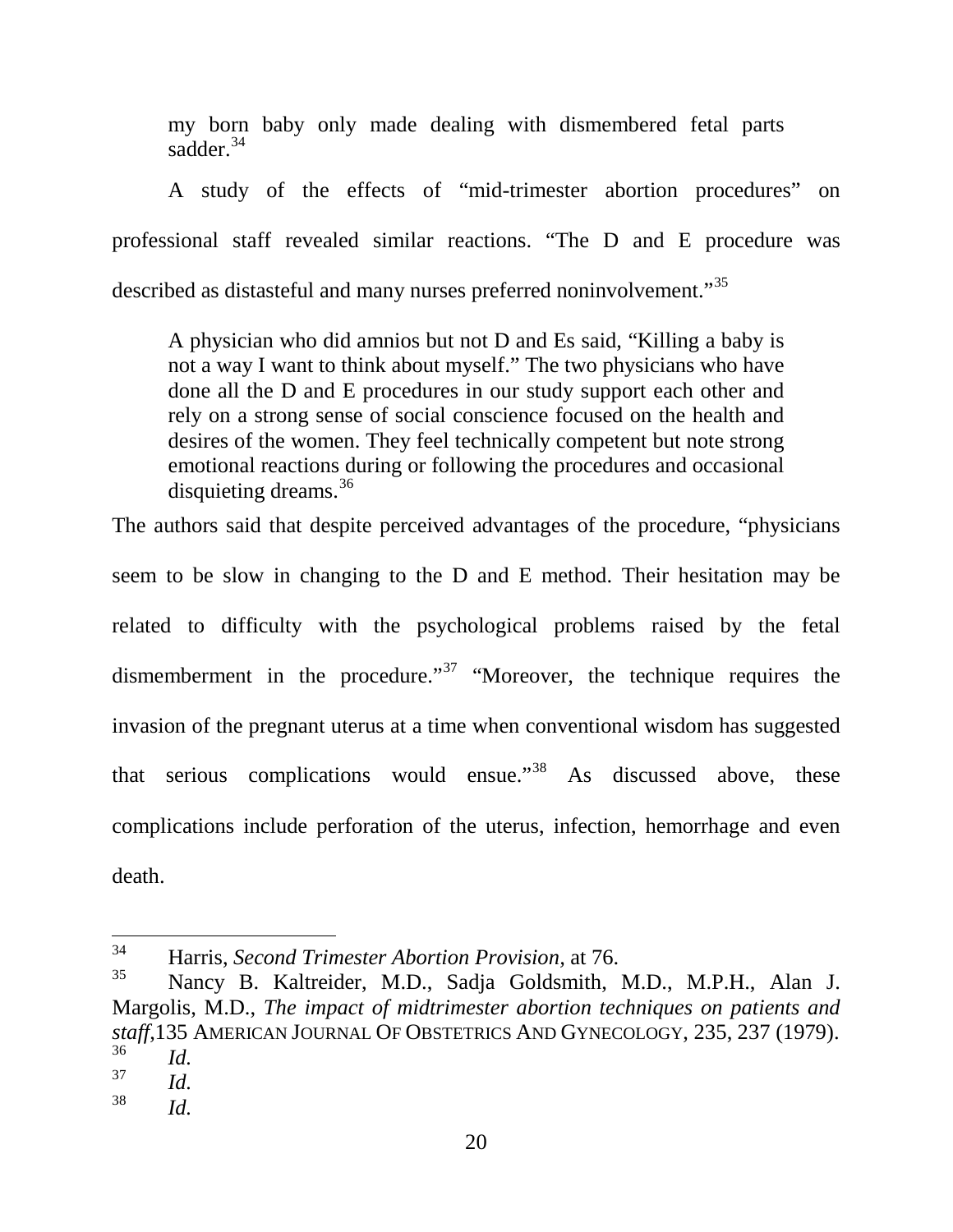> my born baby only made dealing with dismembered fetal parts sadder.[34]

A study of the effects of "mid-trimester abortion procedures" on professional staff revealed similar reactions. "The D and E procedure was described as distasteful and many nurses preferred noninvolvement."[35]

> A physician who did amnios but not D and Es said, "Killing a baby is not a way I want to think about myself." The two physicians who have done all the D and E procedures in our study support each other and rely on a strong sense of social conscience focused on the health and desires of the women. They feel technically competent but note strong emotional reactions during or following the procedures and occasional disquieting dreams.[36]

The authors said that despite perceived advantages of the procedure, "physicians seem to be slow in changing to the D and E method. Their hesitation may be related to difficulty with the psychological problems raised by the fetal dismemberment in the procedure."[37] "Moreover, the technique requires the invasion of the pregnant uterus at a time when conventional wisdom has suggested that serious complications would ensue."[38] As discussed above, these complications include perforation of the uterus, infection, hemorrhage and even death.

---

[34] Harris, *Second Trimester Abortion Provision*, at 76.

[35] Nancy B. Kaltreider, M.D., Sadja Goldsmith, M.D., M.P.H., Alan J. Margolis, M.D., *The impact of midtrimester abortion techniques on patients and staff*, 135 AMERICAN JOURNAL OF OBSTETRICS AND GYNECOLOGY, 235, 237 (1979).

[36] *Id.*

[37] *Id.*

[38] *Id.*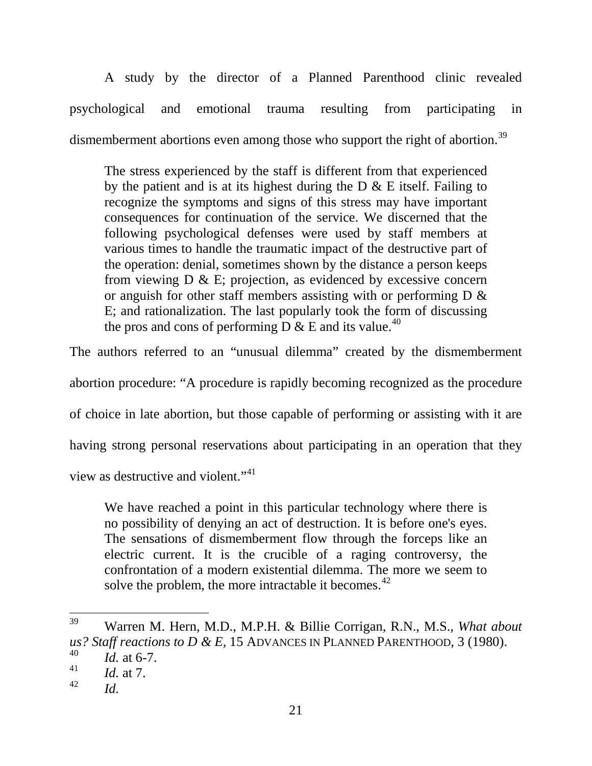A study by the director of a Planned Parenthood clinic revealed psychological and emotional trauma resulting from participating in dismemberment abortions even among those who support the right of abortion.[39]

> The stress experienced by the staff is different from that experienced by the patient and is at its highest during the D & E itself. Failing to recognize the symptoms and signs of this stress may have important consequences for continuation of the service. We discerned that the following psychological defenses were used by staff members at various times to handle the traumatic impact of the destructive part of the operation: denial, sometimes shown by the distance a person keeps from viewing D & E; projection, as evidenced by excessive concern or anguish for other staff members assisting with or performing D & E; and rationalization. The last popularly took the form of discussing the pros and cons of performing D & E and its value.[40]

The authors referred to an "unusual dilemma" created by the dismemberment abortion procedure: "A procedure is rapidly becoming recognized as the procedure of choice in late abortion, but those capable of performing or assisting with it are having strong personal reservations about participating in an operation that they view as destructive and violent."[41]

> We have reached a point in this particular technology where there is no possibility of denying an act of destruction. It is before one's eyes. The sensations of dismemberment flow through the forceps like an electric current. It is the crucible of a raging controversy, the confrontation of a modern existential dilemma. The more we seem to solve the problem, the more intractable it becomes.[42]

---

[39] Warren M. Hern, M.D., M.P.H. & Billie Corrigan, R.N., M.S., *What about us? Staff reactions to D & E,* 15 ADVANCES IN PLANNED PARENTHOOD, 3 (1980).

[40] *Id.* at 6-7.

[41] *Id.* at 7.

[42] *Id.*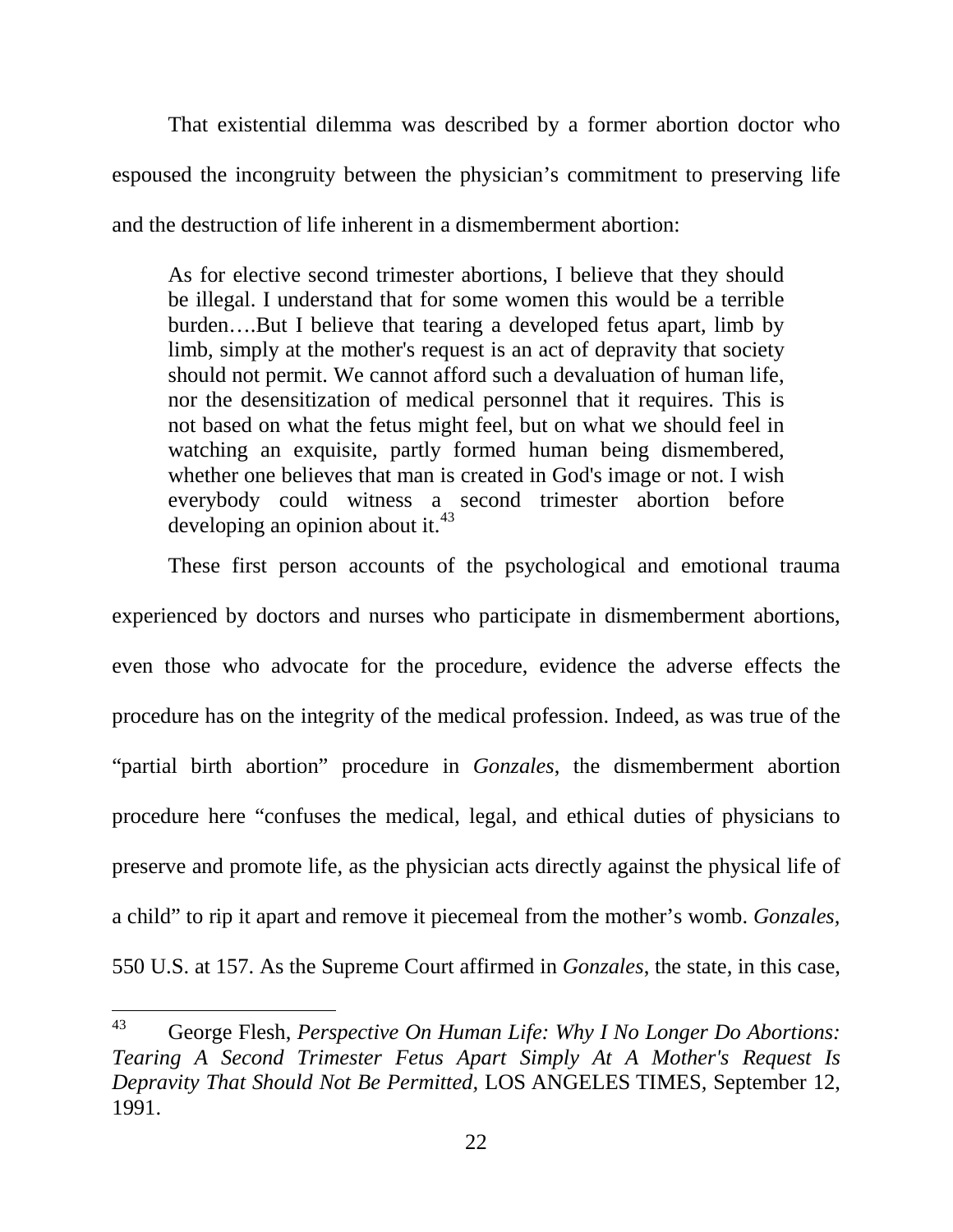That existential dilemma was described by a former abortion doctor who espoused the incongruity between the physician's commitment to preserving life and the destruction of life inherent in a dismemberment abortion:

> As for elective second trimester abortions, I believe that they should be illegal. I understand that for some women this would be a terrible burden….But I believe that tearing a developed fetus apart, limb by limb, simply at the mother's request is an act of depravity that society should not permit. We cannot afford such a devaluation of human life, nor the desensitization of medical personnel that it requires. This is not based on what the fetus might feel, but on what we should feel in watching an exquisite, partly formed human being dismembered, whether one believes that man is created in God's image or not. I wish everybody could witness a second trimester abortion before developing an opinion about it.[43]

These first person accounts of the psychological and emotional trauma experienced by doctors and nurses who participate in dismemberment abortions, even those who advocate for the procedure, evidence the adverse effects the procedure has on the integrity of the medical profession. Indeed, as was true of the "partial birth abortion" procedure in *Gonzales*, the dismemberment abortion procedure here "confuses the medical, legal, and ethical duties of physicians to preserve and promote life, as the physician acts directly against the physical life of a child" to rip it apart and remove it piecemeal from the mother's womb. *Gonzales*, 550 U.S. at 157. As the Supreme Court affirmed in *Gonzales*, the state, in this case,

---

[43] George Flesh, *Perspective On Human Life: Why I No Longer Do Abortions: Tearing A Second Trimester Fetus Apart Simply At A Mother's Request Is Depravity That Should Not Be Permitted*, LOS ANGELES TIMES, September 12, 1991.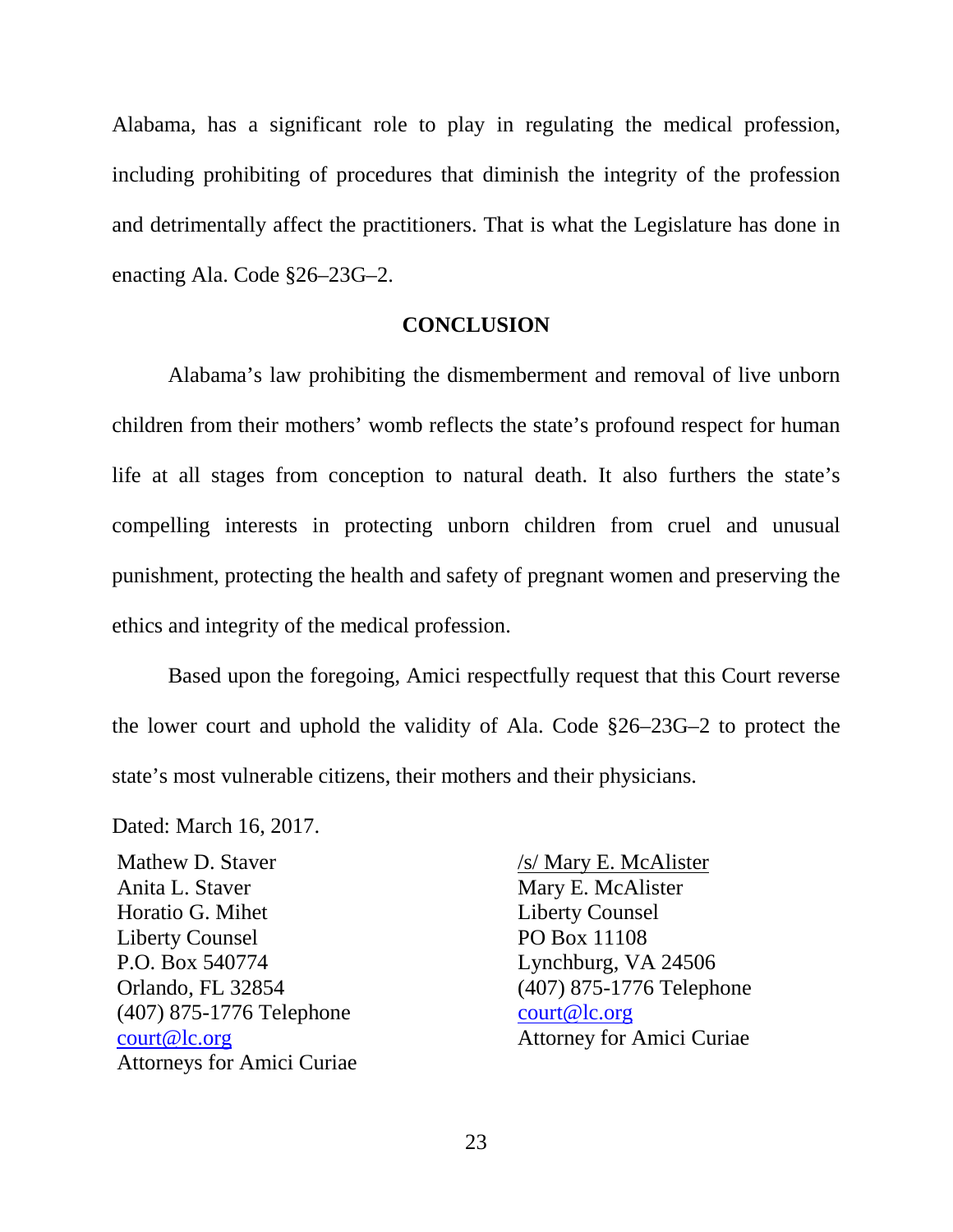Alabama, has a significant role to play in regulating the medical profession, including prohibiting of procedures that diminish the integrity of the profession and detrimentally affect the practitioners. That is what the Legislature has done in enacting Ala. Code §26–23G–2.

## CONCLUSION

Alabama's law prohibiting the dismemberment and removal of live unborn children from their mothers' womb reflects the state's profound respect for human life at all stages from conception to natural death. It also furthers the state's compelling interests in protecting unborn children from cruel and unusual punishment, protecting the health and safety of pregnant women and preserving the ethics and integrity of the medical profession.

Based upon the foregoing, Amici respectfully request that this Court reverse the lower court and uphold the validity of Ala. Code §26–23G–2 to protect the state's most vulnerable citizens, their mothers and their physicians.

Dated: March 16, 2017.

Mathew D. Staver
Anita L. Staver
Horatio G. Mihet
Liberty Counsel
P.O. Box 540774
Orlando, FL 32854
(407) 875-1776 Telephone
court@lc.org
Attorneys for Amici Curiae

/s/ Mary E. McAlister
Mary E. McAlister
Liberty Counsel
PO Box 11108
Lynchburg, VA 24506
(407) 875-1776 Telephone
court@lc.org
Attorney for Amici Curiae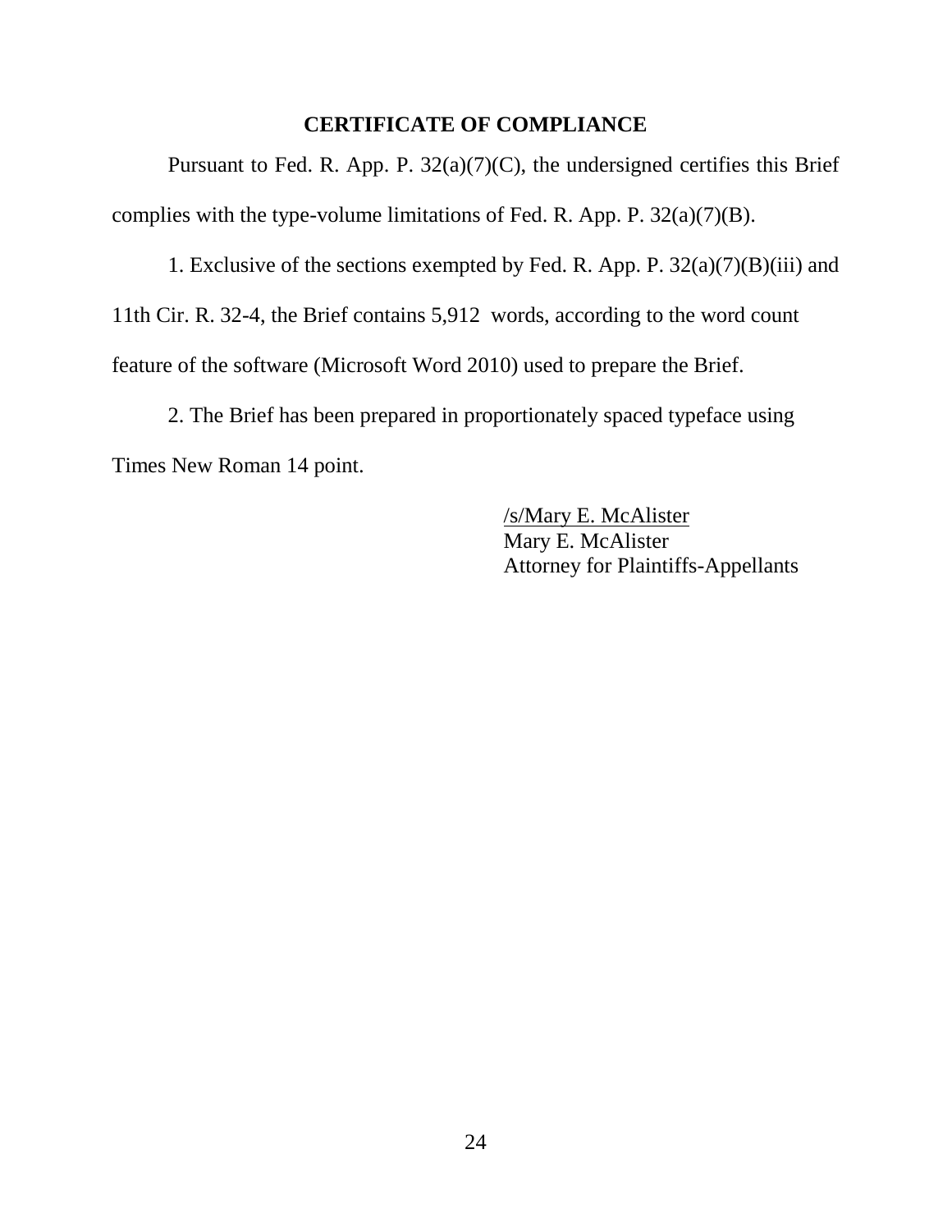## CERTIFICATE OF COMPLIANCE

Pursuant to Fed. R. App. P. 32(a)(7)(C), the undersigned certifies this Brief complies with the type-volume limitations of Fed. R. App. P. 32(a)(7)(B).

1. Exclusive of the sections exempted by Fed. R. App. P. 32(a)(7)(B)(iii) and 11th Cir. R. 32-4, the Brief contains 5,912 words, according to the word count feature of the software (Microsoft Word 2010) used to prepare the Brief.

2. The Brief has been prepared in proportionately spaced typeface using Times New Roman 14 point.

/s/Mary E. McAlister
Mary E. McAlister
Attorney for Plaintiffs-Appellants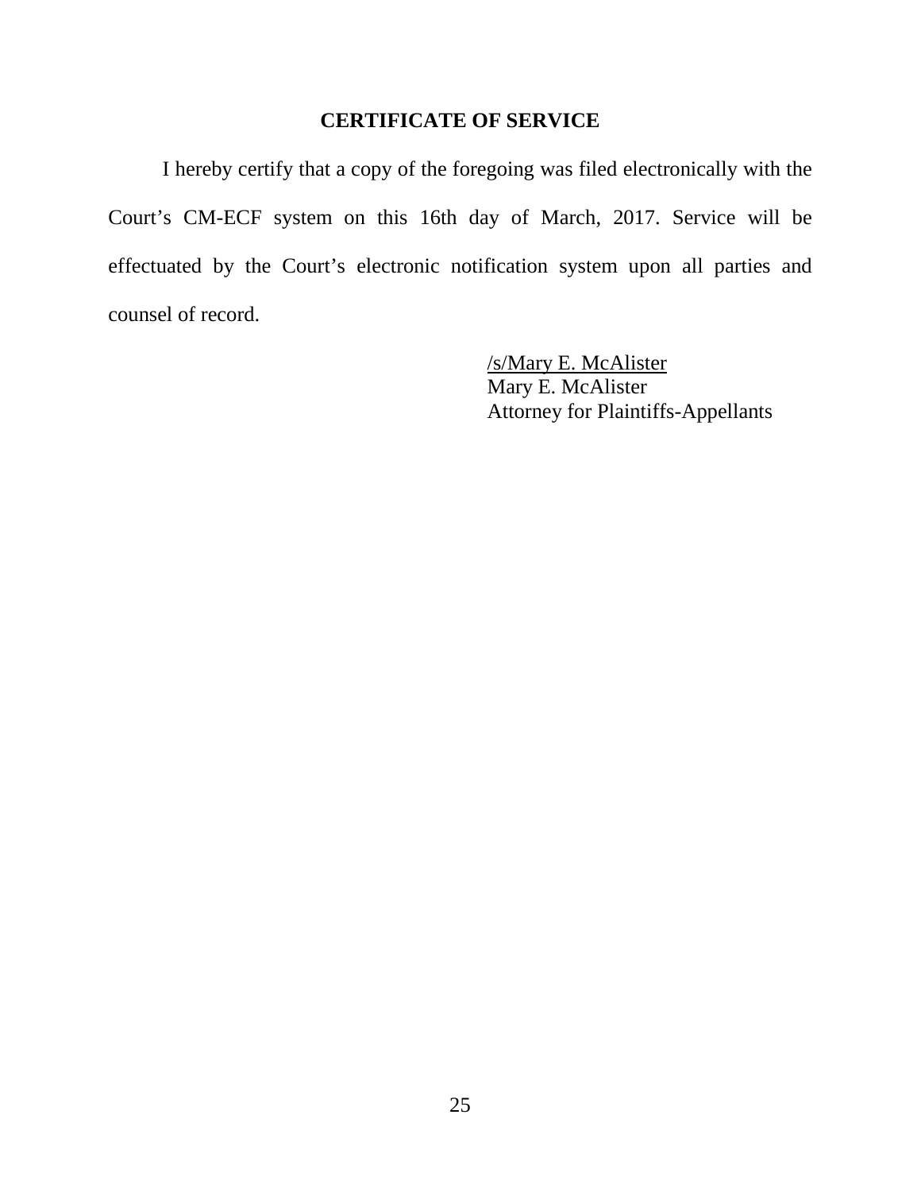**CERTIFICATE OF SERVICE**

I hereby certify that a copy of the foregoing was filed electronically with the Court's CM-ECF system on this 16th day of March, 2017. Service will be effectuated by the Court's electronic notification system upon all parties and counsel of record.

/s/Mary E. McAlister
Mary E. McAlister
Attorney for Plaintiffs-Appellants